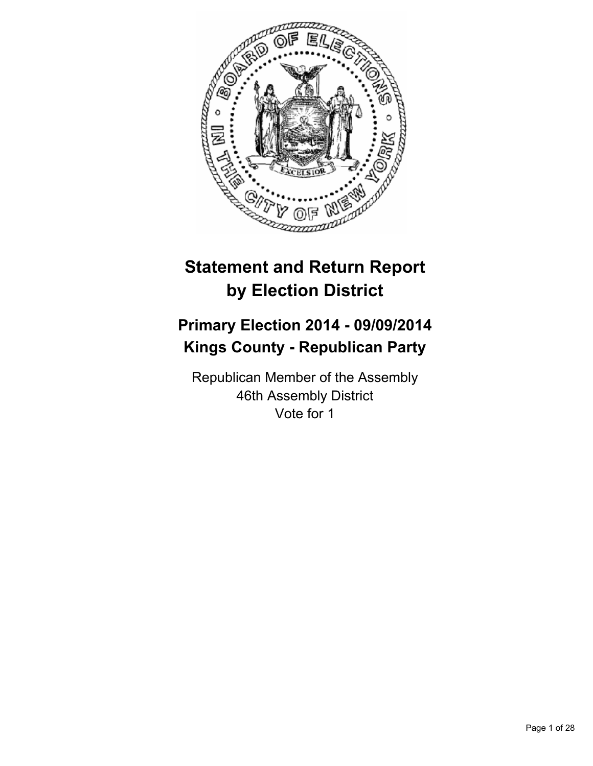# Statement and Return Report by Election District

## Primary Election 2014 - 09/09/2014
## Kings County - Republican Party

Republican Member of the Assembly
46th Assembly District
Vote for 1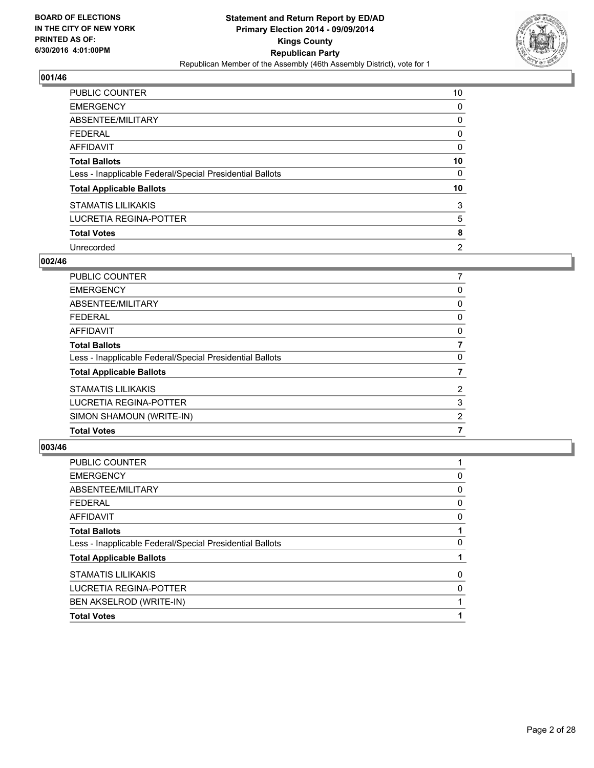BOARD OF ELECTIONS
IN THE CITY OF NEW YORK
PRINTED AS OF:
6/30/2016 4:01:00PM

**Statement and Return Report by ED/AD**
**Primary Election 2014 - 09/09/2014**
**Kings County**
**Republican Party**
Republican Member of the Assembly (46th Assembly District), vote for 1

### 001/46

| | |
|---|---|
| PUBLIC COUNTER | 10 |
| EMERGENCY | 0 |
| ABSENTEE/MILITARY | 0 |
| FEDERAL | 0 |
| AFFIDAVIT | 0 |
| **Total Ballots** | **10** |
| Less - Inapplicable Federal/Special Presidential Ballots | 0 |
| **Total Applicable Ballots** | **10** |
| STAMATIS LILIKAKIS | 3 |
| LUCRETIA REGINA-POTTER | 5 |
| **Total Votes** | **8** |
| Unrecorded | 2 |

### 002/46

| | |
|---|---|
| PUBLIC COUNTER | 7 |
| EMERGENCY | 0 |
| ABSENTEE/MILITARY | 0 |
| FEDERAL | 0 |
| AFFIDAVIT | 0 |
| **Total Ballots** | **7** |
| Less - Inapplicable Federal/Special Presidential Ballots | 0 |
| **Total Applicable Ballots** | **7** |
| STAMATIS LILIKAKIS | 2 |
| LUCRETIA REGINA-POTTER | 3 |
| SIMON SHAMOUN (WRITE-IN) | 2 |
| **Total Votes** | **7** |

### 003/46

| | |
|---|---|
| PUBLIC COUNTER | 1 |
| EMERGENCY | 0 |
| ABSENTEE/MILITARY | 0 |
| FEDERAL | 0 |
| AFFIDAVIT | 0 |
| **Total Ballots** | **1** |
| Less - Inapplicable Federal/Special Presidential Ballots | 0 |
| **Total Applicable Ballots** | **1** |
| STAMATIS LILIKAKIS | 0 |
| LUCRETIA REGINA-POTTER | 0 |
| BEN AKSELROD (WRITE-IN) | 1 |
| **Total Votes** | **1** |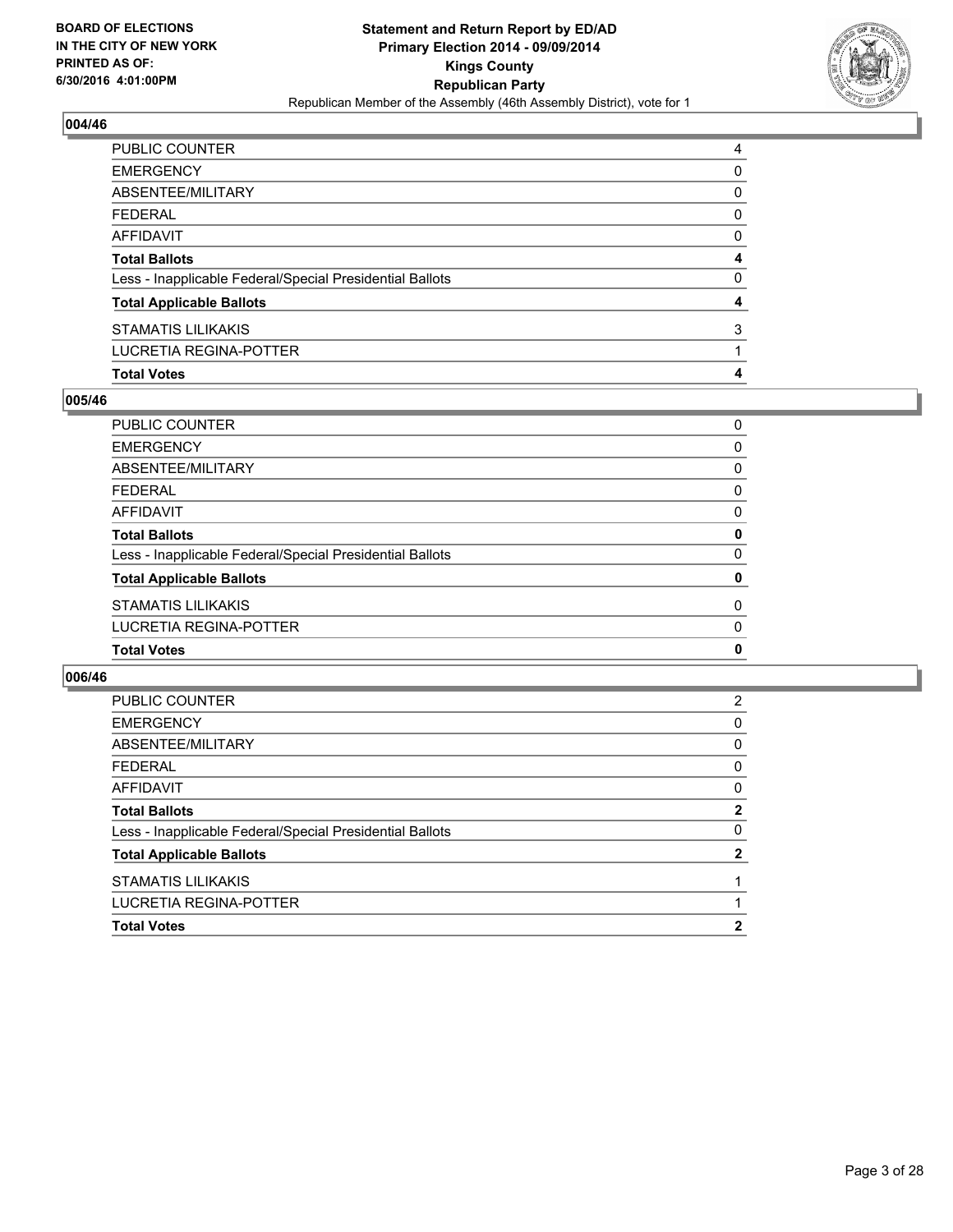BOARD OF ELECTIONS
IN THE CITY OF NEW YORK
PRINTED AS OF:
6/30/2016 4:01:00PM

**Statement and Return Report by ED/AD**
**Primary Election 2014 - 09/09/2014**
**Kings County**
**Republican Party**
Republican Member of the Assembly (46th Assembly District), vote for 1

## 004/46

| | |
|---|---|
| PUBLIC COUNTER | 4 |
| EMERGENCY | 0 |
| ABSENTEE/MILITARY | 0 |
| FEDERAL | 0 |
| AFFIDAVIT | 0 |
| **Total Ballots** | **4** |
| Less - Inapplicable Federal/Special Presidential Ballots | 0 |
| **Total Applicable Ballots** | **4** |
| STAMATIS LILIKAKIS | 3 |
| LUCRETIA REGINA-POTTER | 1 |
| **Total Votes** | **4** |

## 005/46

| | |
|---|---|
| PUBLIC COUNTER | 0 |
| EMERGENCY | 0 |
| ABSENTEE/MILITARY | 0 |
| FEDERAL | 0 |
| AFFIDAVIT | 0 |
| **Total Ballots** | **0** |
| Less - Inapplicable Federal/Special Presidential Ballots | 0 |
| **Total Applicable Ballots** | **0** |
| STAMATIS LILIKAKIS | 0 |
| LUCRETIA REGINA-POTTER | 0 |
| **Total Votes** | **0** |

## 006/46

| | |
|---|---|
| PUBLIC COUNTER | 2 |
| EMERGENCY | 0 |
| ABSENTEE/MILITARY | 0 |
| FEDERAL | 0 |
| AFFIDAVIT | 0 |
| **Total Ballots** | **2** |
| Less - Inapplicable Federal/Special Presidential Ballots | 0 |
| **Total Applicable Ballots** | **2** |
| STAMATIS LILIKAKIS | 1 |
| LUCRETIA REGINA-POTTER | 1 |
| **Total Votes** | **2** |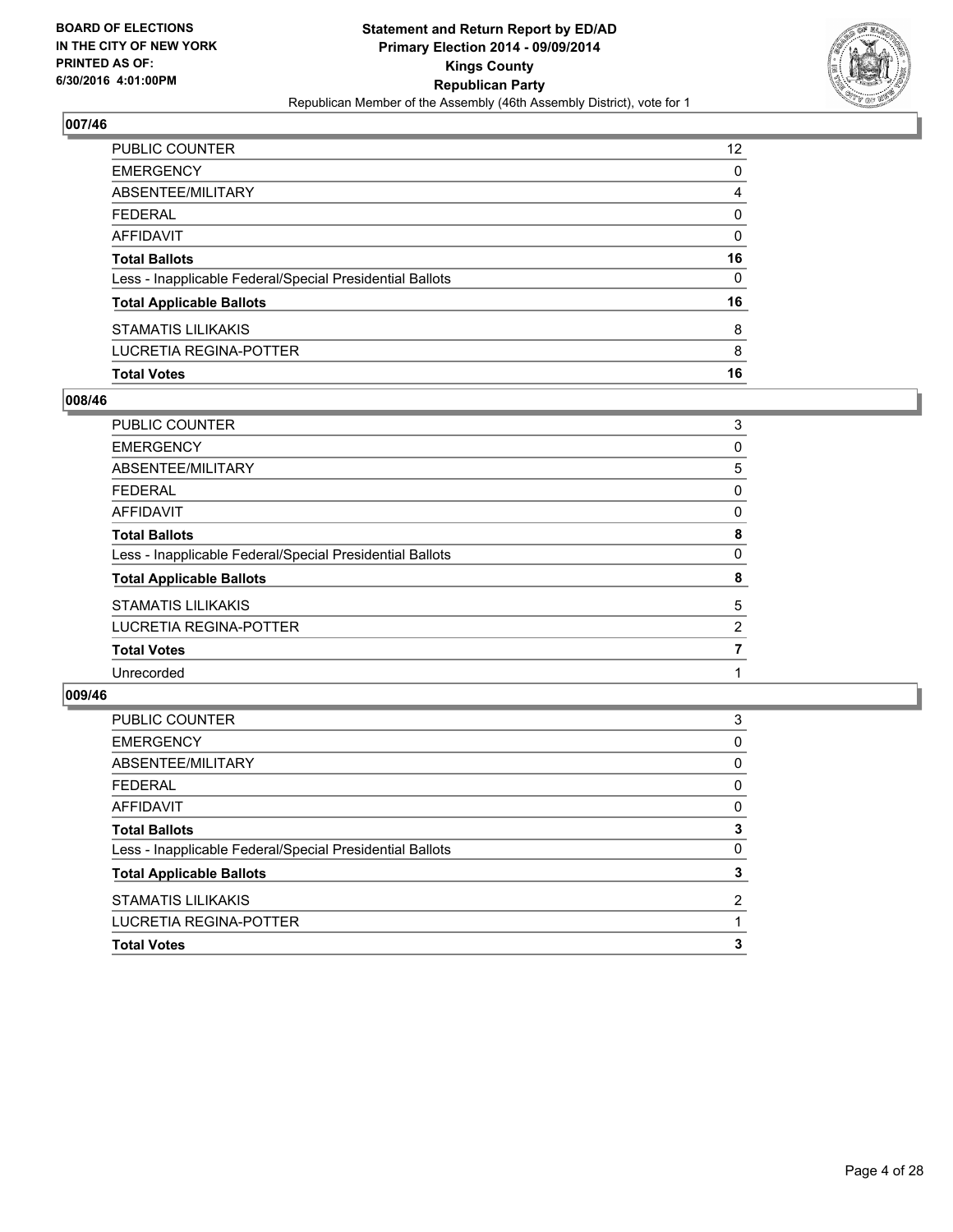**BOARD OF ELECTIONS IN THE CITY OF NEW YORK PRINTED AS OF: 6/30/2016 4:01:00PM**

**Statement and Return Report by ED/AD Primary Election 2014 - 09/09/2014 Kings County Republican Party**

Republican Member of the Assembly (46th Assembly District), vote for 1

## 007/46

| | |
|---|---|
| PUBLIC COUNTER | 12 |
| EMERGENCY | 0 |
| ABSENTEE/MILITARY | 4 |
| FEDERAL | 0 |
| AFFIDAVIT | 0 |
| **Total Ballots** | **16** |
| Less - Inapplicable Federal/Special Presidential Ballots | 0 |
| **Total Applicable Ballots** | **16** |
| STAMATIS LILIKAKIS | 8 |
| LUCRETIA REGINA-POTTER | 8 |
| **Total Votes** | **16** |

## 008/46

| | |
|---|---|
| PUBLIC COUNTER | 3 |
| EMERGENCY | 0 |
| ABSENTEE/MILITARY | 5 |
| FEDERAL | 0 |
| AFFIDAVIT | 0 |
| **Total Ballots** | **8** |
| Less - Inapplicable Federal/Special Presidential Ballots | 0 |
| **Total Applicable Ballots** | **8** |
| STAMATIS LILIKAKIS | 5 |
| LUCRETIA REGINA-POTTER | 2 |
| **Total Votes** | **7** |
| Unrecorded | 1 |

## 009/46

| | |
|---|---|
| PUBLIC COUNTER | 3 |
| EMERGENCY | 0 |
| ABSENTEE/MILITARY | 0 |
| FEDERAL | 0 |
| AFFIDAVIT | 0 |
| **Total Ballots** | **3** |
| Less - Inapplicable Federal/Special Presidential Ballots | 0 |
| **Total Applicable Ballots** | **3** |
| STAMATIS LILIKAKIS | 2 |
| LUCRETIA REGINA-POTTER | 1 |
| **Total Votes** | **3** |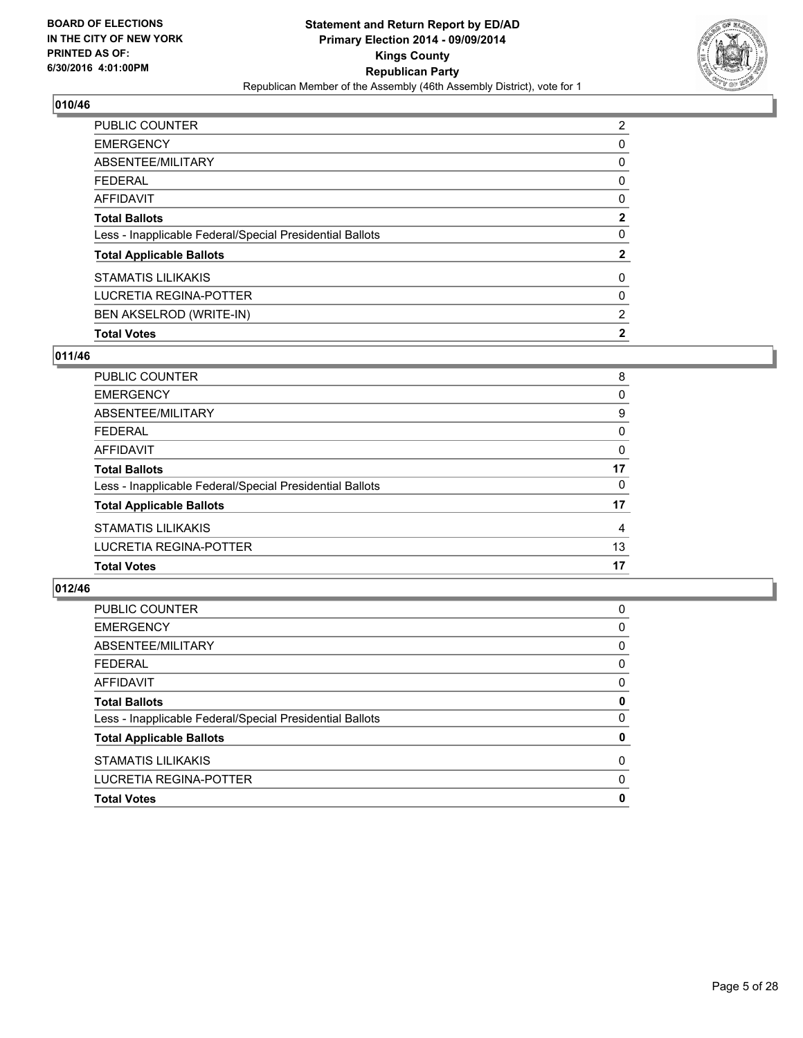**BOARD OF ELECTIONS IN THE CITY OF NEW YORK PRINTED AS OF: 6/30/2016 4:01:00PM**

**Statement and Return Report by ED/AD Primary Election 2014 - 09/09/2014 Kings County Republican Party**
Republican Member of the Assembly (46th Assembly District), vote for 1

## 010/46

| | |
|---|---|
| PUBLIC COUNTER | 2 |
| EMERGENCY | 0 |
| ABSENTEE/MILITARY | 0 |
| FEDERAL | 0 |
| AFFIDAVIT | 0 |
| **Total Ballots** | **2** |
| Less - Inapplicable Federal/Special Presidential Ballots | 0 |
| **Total Applicable Ballots** | **2** |
| STAMATIS LILIKAKIS | 0 |
| LUCRETIA REGINA-POTTER | 0 |
| BEN AKSELROD (WRITE-IN) | 2 |
| **Total Votes** | **2** |

## 011/46

| | |
|---|---|
| PUBLIC COUNTER | 8 |
| EMERGENCY | 0 |
| ABSENTEE/MILITARY | 9 |
| FEDERAL | 0 |
| AFFIDAVIT | 0 |
| **Total Ballots** | **17** |
| Less - Inapplicable Federal/Special Presidential Ballots | 0 |
| **Total Applicable Ballots** | **17** |
| STAMATIS LILIKAKIS | 4 |
| LUCRETIA REGINA-POTTER | 13 |
| **Total Votes** | **17** |

## 012/46

| | |
|---|---|
| PUBLIC COUNTER | 0 |
| EMERGENCY | 0 |
| ABSENTEE/MILITARY | 0 |
| FEDERAL | 0 |
| AFFIDAVIT | 0 |
| **Total Ballots** | **0** |
| Less - Inapplicable Federal/Special Presidential Ballots | 0 |
| **Total Applicable Ballots** | **0** |
| STAMATIS LILIKAKIS | 0 |
| LUCRETIA REGINA-POTTER | 0 |
| **Total Votes** | **0** |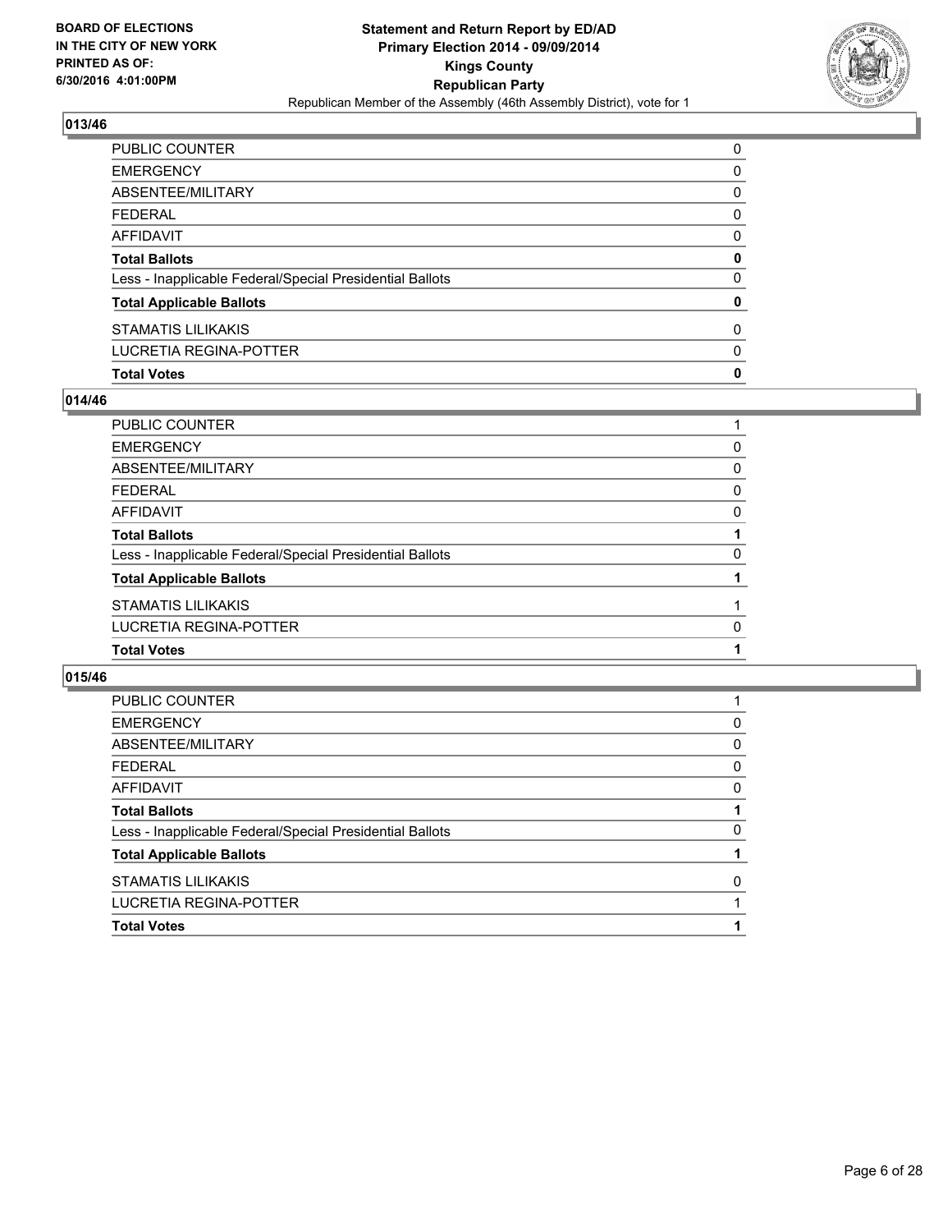BOARD OF ELECTIONS
IN THE CITY OF NEW YORK
PRINTED AS OF:
6/30/2016 4:01:00PM

**Statement and Return Report by ED/AD**
**Primary Election 2014 - 09/09/2014**
**Kings County**
**Republican Party**
Republican Member of the Assembly (46th Assembly District), vote for 1

### 013/46

| | |
|---|---|
| PUBLIC COUNTER | 0 |
| EMERGENCY | 0 |
| ABSENTEE/MILITARY | 0 |
| FEDERAL | 0 |
| AFFIDAVIT | 0 |
| **Total Ballots** | **0** |
| Less - Inapplicable Federal/Special Presidential Ballots | 0 |
| **Total Applicable Ballots** | **0** |
| STAMATIS LILIKAKIS | 0 |
| LUCRETIA REGINA-POTTER | 0 |
| **Total Votes** | **0** |

### 014/46

| | |
|---|---|
| PUBLIC COUNTER | 1 |
| EMERGENCY | 0 |
| ABSENTEE/MILITARY | 0 |
| FEDERAL | 0 |
| AFFIDAVIT | 0 |
| **Total Ballots** | **1** |
| Less - Inapplicable Federal/Special Presidential Ballots | 0 |
| **Total Applicable Ballots** | **1** |
| STAMATIS LILIKAKIS | 1 |
| LUCRETIA REGINA-POTTER | 0 |
| **Total Votes** | **1** |

### 015/46

| | |
|---|---|
| PUBLIC COUNTER | 1 |
| EMERGENCY | 0 |
| ABSENTEE/MILITARY | 0 |
| FEDERAL | 0 |
| AFFIDAVIT | 0 |
| **Total Ballots** | **1** |
| Less - Inapplicable Federal/Special Presidential Ballots | 0 |
| **Total Applicable Ballots** | **1** |
| STAMATIS LILIKAKIS | 0 |
| LUCRETIA REGINA-POTTER | 1 |
| **Total Votes** | **1** |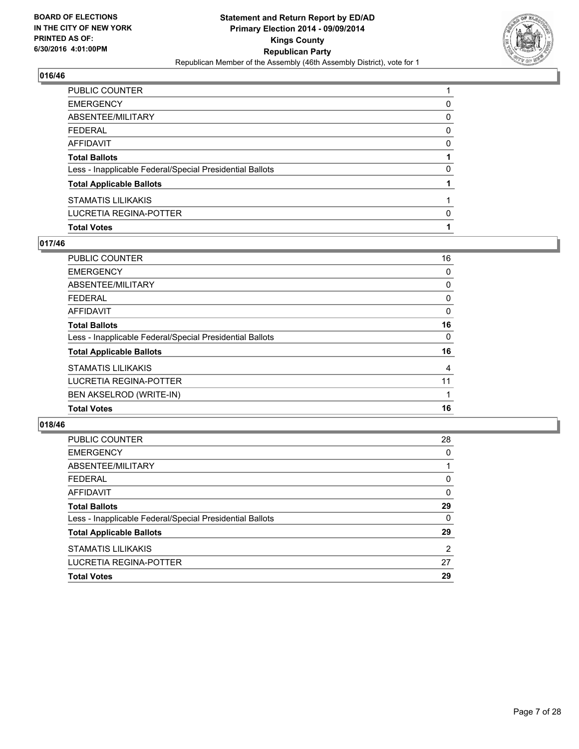## 016/46

| | |
|---|---|
| PUBLIC COUNTER | 1 |
| EMERGENCY | 0 |
| ABSENTEE/MILITARY | 0 |
| FEDERAL | 0 |
| AFFIDAVIT | 0 |
| **Total Ballots** | **1** |
| Less - Inapplicable Federal/Special Presidential Ballots | 0 |
| **Total Applicable Ballots** | **1** |
| STAMATIS LILIKAKIS | 1 |
| LUCRETIA REGINA-POTTER | 0 |
| **Total Votes** | **1** |

## 017/46

| | |
|---|---|
| PUBLIC COUNTER | 16 |
| EMERGENCY | 0 |
| ABSENTEE/MILITARY | 0 |
| FEDERAL | 0 |
| AFFIDAVIT | 0 |
| **Total Ballots** | **16** |
| Less - Inapplicable Federal/Special Presidential Ballots | 0 |
| **Total Applicable Ballots** | **16** |
| STAMATIS LILIKAKIS | 4 |
| LUCRETIA REGINA-POTTER | 11 |
| BEN AKSELROD (WRITE-IN) | 1 |
| **Total Votes** | **16** |

## 018/46

| | |
|---|---|
| PUBLIC COUNTER | 28 |
| EMERGENCY | 0 |
| ABSENTEE/MILITARY | 1 |
| FEDERAL | 0 |
| AFFIDAVIT | 0 |
| **Total Ballots** | **29** |
| Less - Inapplicable Federal/Special Presidential Ballots | 0 |
| **Total Applicable Ballots** | **29** |
| STAMATIS LILIKAKIS | 2 |
| LUCRETIA REGINA-POTTER | 27 |
| **Total Votes** | **29** |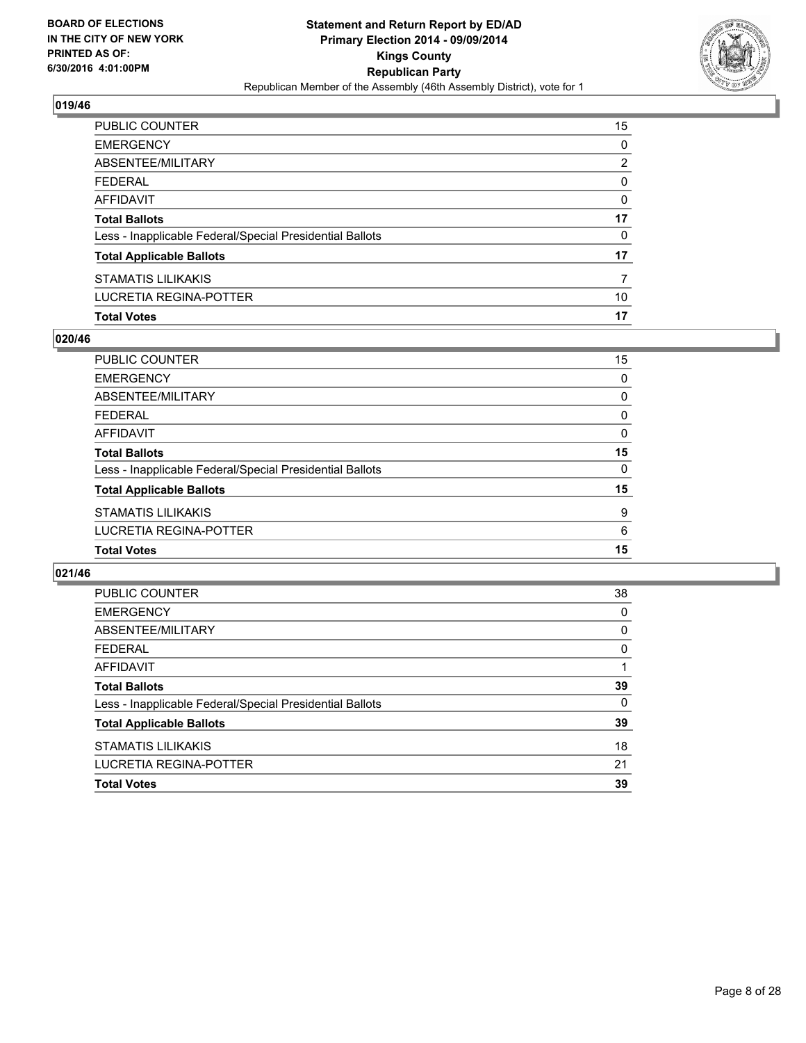**BOARD OF ELECTIONS IN THE CITY OF NEW YORK PRINTED AS OF: 6/30/2016 4:01:00PM**

**Statement and Return Report by ED/AD**
**Primary Election 2014 - 09/09/2014**
**Kings County**
**Republican Party**
Republican Member of the Assembly (46th Assembly District), vote for 1

### 019/46

| | |
|---|---|
| PUBLIC COUNTER | 15 |
| EMERGENCY | 0 |
| ABSENTEE/MILITARY | 2 |
| FEDERAL | 0 |
| AFFIDAVIT | 0 |
| **Total Ballots** | **17** |
| Less - Inapplicable Federal/Special Presidential Ballots | 0 |
| **Total Applicable Ballots** | **17** |
| STAMATIS LILIKAKIS | 7 |
| LUCRETIA REGINA-POTTER | 10 |
| **Total Votes** | **17** |

### 020/46

| | |
|---|---|
| PUBLIC COUNTER | 15 |
| EMERGENCY | 0 |
| ABSENTEE/MILITARY | 0 |
| FEDERAL | 0 |
| AFFIDAVIT | 0 |
| **Total Ballots** | **15** |
| Less - Inapplicable Federal/Special Presidential Ballots | 0 |
| **Total Applicable Ballots** | **15** |
| STAMATIS LILIKAKIS | 9 |
| LUCRETIA REGINA-POTTER | 6 |
| **Total Votes** | **15** |

### 021/46

| | |
|---|---|
| PUBLIC COUNTER | 38 |
| EMERGENCY | 0 |
| ABSENTEE/MILITARY | 0 |
| FEDERAL | 0 |
| AFFIDAVIT | 1 |
| **Total Ballots** | **39** |
| Less - Inapplicable Federal/Special Presidential Ballots | 0 |
| **Total Applicable Ballots** | **39** |
| STAMATIS LILIKAKIS | 18 |
| LUCRETIA REGINA-POTTER | 21 |
| **Total Votes** | **39** |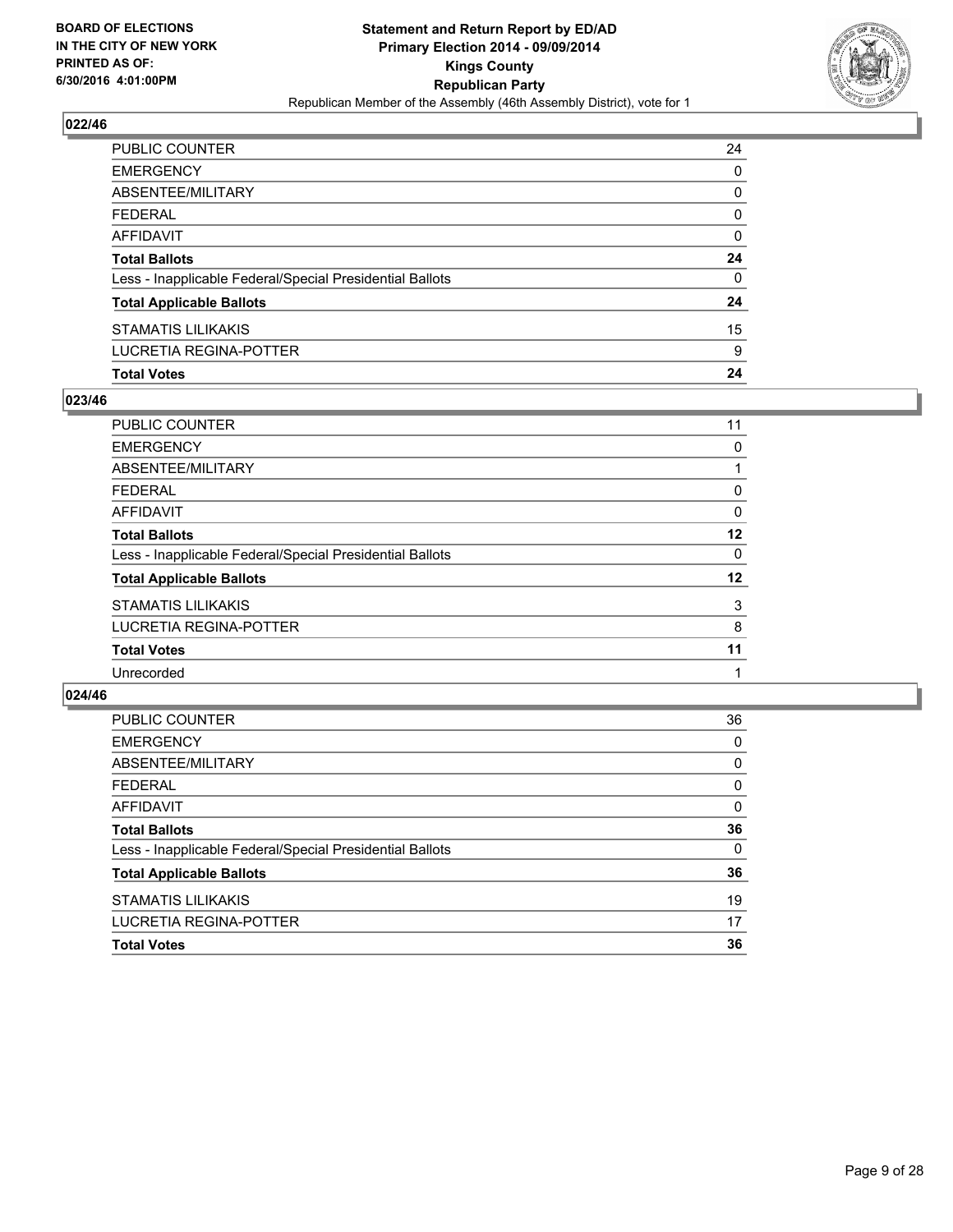BOARD OF ELECTIONS
IN THE CITY OF NEW YORK
PRINTED AS OF:
6/30/2016 4:01:00PM

**Statement and Return Report by ED/AD**
**Primary Election 2014 - 09/09/2014**
**Kings County**
**Republican Party**
Republican Member of the Assembly (46th Assembly District), vote for 1

### 022/46

| | |
|---|---|
| PUBLIC COUNTER | 24 |
| EMERGENCY | 0 |
| ABSENTEE/MILITARY | 0 |
| FEDERAL | 0 |
| AFFIDAVIT | 0 |
| **Total Ballots** | **24** |
| Less - Inapplicable Federal/Special Presidential Ballots | 0 |
| **Total Applicable Ballots** | **24** |
| STAMATIS LILIKAKIS | 15 |
| LUCRETIA REGINA-POTTER | 9 |
| **Total Votes** | **24** |

### 023/46

| | |
|---|---|
| PUBLIC COUNTER | 11 |
| EMERGENCY | 0 |
| ABSENTEE/MILITARY | 1 |
| FEDERAL | 0 |
| AFFIDAVIT | 0 |
| **Total Ballots** | **12** |
| Less - Inapplicable Federal/Special Presidential Ballots | 0 |
| **Total Applicable Ballots** | **12** |
| STAMATIS LILIKAKIS | 3 |
| LUCRETIA REGINA-POTTER | 8 |
| **Total Votes** | **11** |
| Unrecorded | 1 |

### 024/46

| | |
|---|---|
| PUBLIC COUNTER | 36 |
| EMERGENCY | 0 |
| ABSENTEE/MILITARY | 0 |
| FEDERAL | 0 |
| AFFIDAVIT | 0 |
| **Total Ballots** | **36** |
| Less - Inapplicable Federal/Special Presidential Ballots | 0 |
| **Total Applicable Ballots** | **36** |
| STAMATIS LILIKAKIS | 19 |
| LUCRETIA REGINA-POTTER | 17 |
| **Total Votes** | **36** |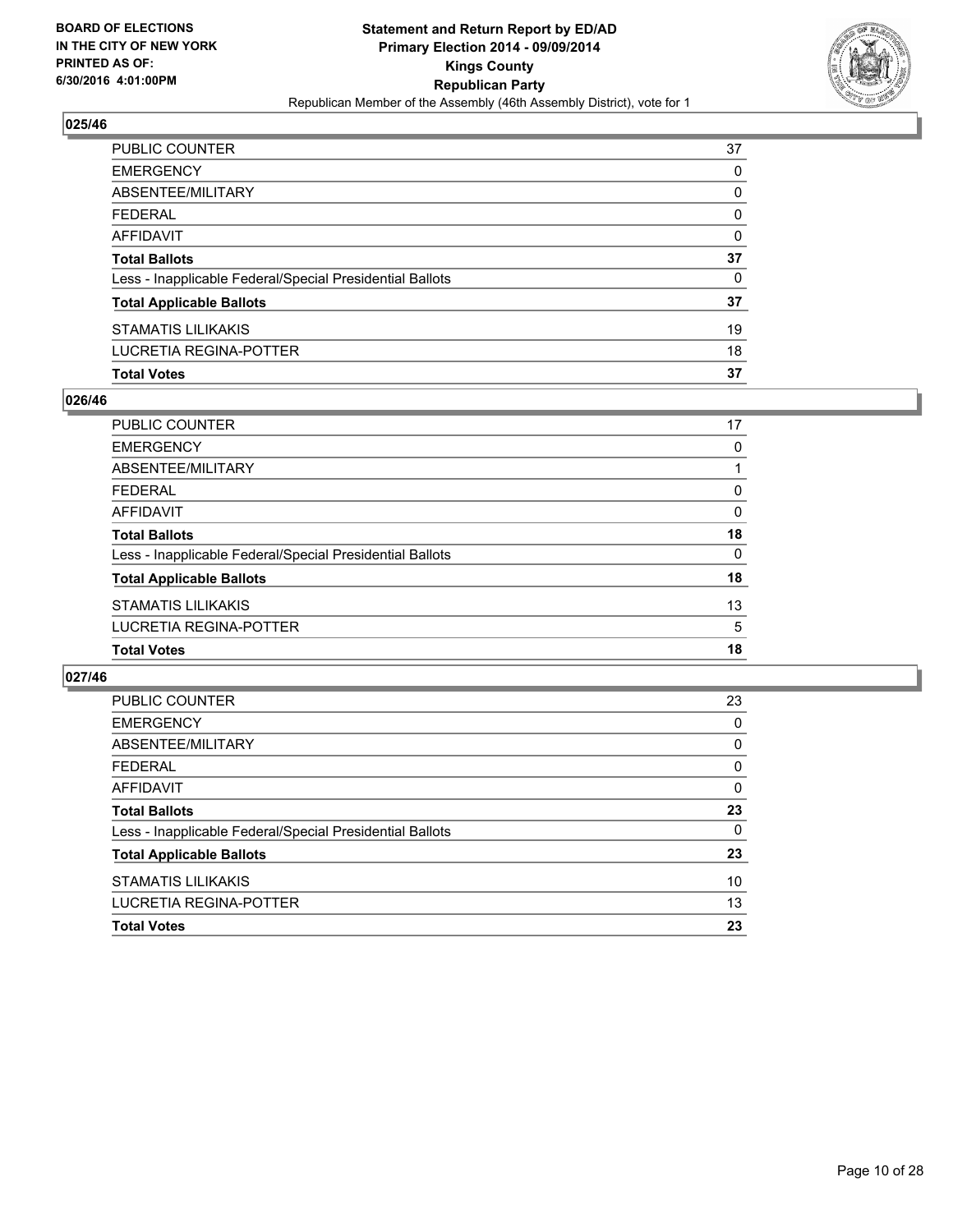**BOARD OF ELECTIONS IN THE CITY OF NEW YORK PRINTED AS OF: 6/30/2016 4:01:00PM**

**Statement and Return Report by ED/AD Primary Election 2014 - 09/09/2014 Kings County Republican Party**

Republican Member of the Assembly (46th Assembly District), vote for 1

## 025/46

| | |
|---|---|
| PUBLIC COUNTER | 37 |
| EMERGENCY | 0 |
| ABSENTEE/MILITARY | 0 |
| FEDERAL | 0 |
| AFFIDAVIT | 0 |
| **Total Ballots** | **37** |
| Less - Inapplicable Federal/Special Presidential Ballots | 0 |
| **Total Applicable Ballots** | **37** |
| STAMATIS LILIKAKIS | 19 |
| LUCRETIA REGINA-POTTER | 18 |
| **Total Votes** | **37** |

## 026/46

| | |
|---|---|
| PUBLIC COUNTER | 17 |
| EMERGENCY | 0 |
| ABSENTEE/MILITARY | 1 |
| FEDERAL | 0 |
| AFFIDAVIT | 0 |
| **Total Ballots** | **18** |
| Less - Inapplicable Federal/Special Presidential Ballots | 0 |
| **Total Applicable Ballots** | **18** |
| STAMATIS LILIKAKIS | 13 |
| LUCRETIA REGINA-POTTER | 5 |
| **Total Votes** | **18** |

## 027/46

| | |
|---|---|
| PUBLIC COUNTER | 23 |
| EMERGENCY | 0 |
| ABSENTEE/MILITARY | 0 |
| FEDERAL | 0 |
| AFFIDAVIT | 0 |
| **Total Ballots** | **23** |
| Less - Inapplicable Federal/Special Presidential Ballots | 0 |
| **Total Applicable Ballots** | **23** |
| STAMATIS LILIKAKIS | 10 |
| LUCRETIA REGINA-POTTER | 13 |
| **Total Votes** | **23** |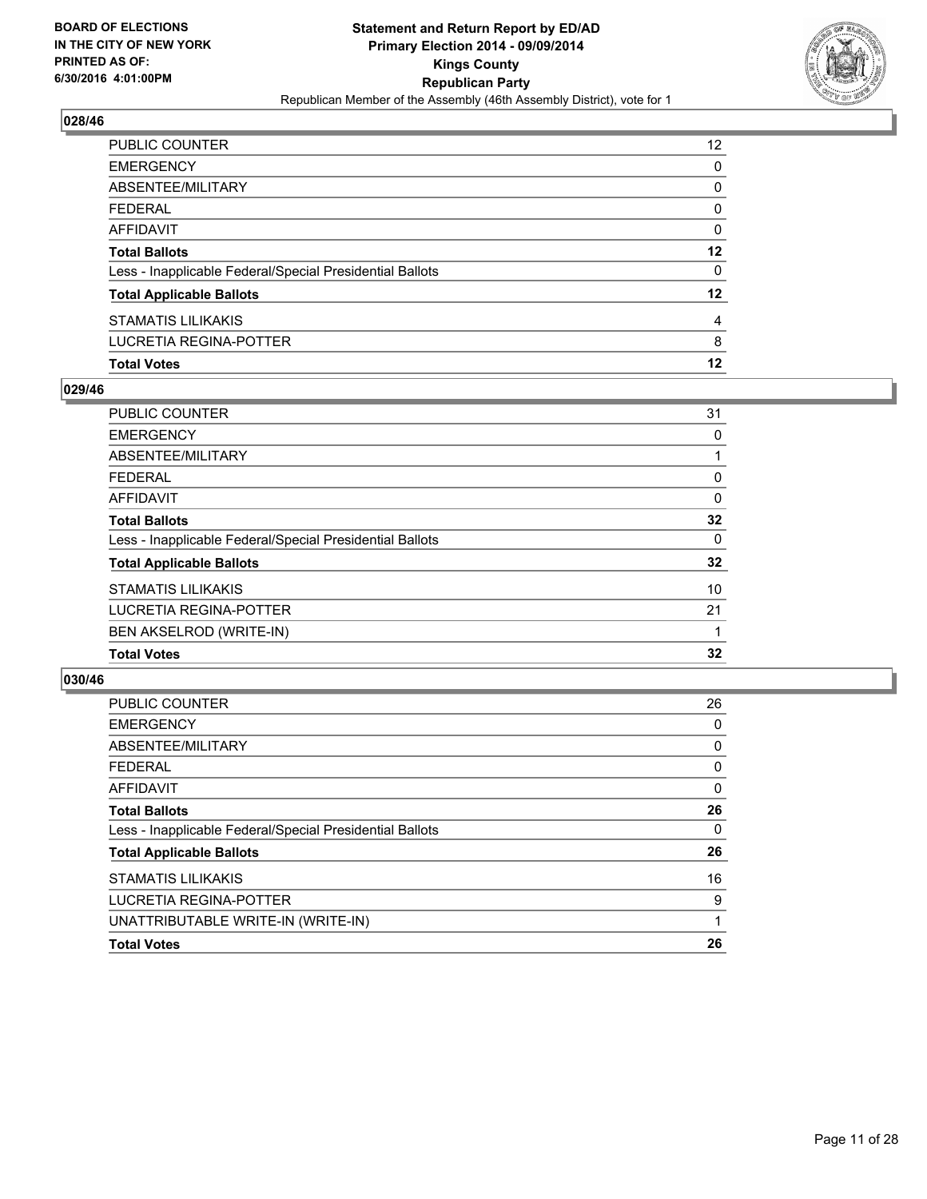**BOARD OF ELECTIONS IN THE CITY OF NEW YORK PRINTED AS OF: 6/30/2016 4:01:00PM**

**Statement and Return Report by ED/AD**
**Primary Election 2014 - 09/09/2014**
**Kings County**
**Republican Party**
Republican Member of the Assembly (46th Assembly District), vote for 1

## 028/46

| | |
|---|---|
| PUBLIC COUNTER | 12 |
| EMERGENCY | 0 |
| ABSENTEE/MILITARY | 0 |
| FEDERAL | 0 |
| AFFIDAVIT | 0 |
| **Total Ballots** | **12** |
| Less - Inapplicable Federal/Special Presidential Ballots | 0 |
| **Total Applicable Ballots** | **12** |
| STAMATIS LILIKAKIS | 4 |
| LUCRETIA REGINA-POTTER | 8 |
| **Total Votes** | **12** |

## 029/46

| | |
|---|---|
| PUBLIC COUNTER | 31 |
| EMERGENCY | 0 |
| ABSENTEE/MILITARY | 1 |
| FEDERAL | 0 |
| AFFIDAVIT | 0 |
| **Total Ballots** | **32** |
| Less - Inapplicable Federal/Special Presidential Ballots | 0 |
| **Total Applicable Ballots** | **32** |
| STAMATIS LILIKAKIS | 10 |
| LUCRETIA REGINA-POTTER | 21 |
| BEN AKSELROD (WRITE-IN) | 1 |
| **Total Votes** | **32** |

## 030/46

| | |
|---|---|
| PUBLIC COUNTER | 26 |
| EMERGENCY | 0 |
| ABSENTEE/MILITARY | 0 |
| FEDERAL | 0 |
| AFFIDAVIT | 0 |
| **Total Ballots** | **26** |
| Less - Inapplicable Federal/Special Presidential Ballots | 0 |
| **Total Applicable Ballots** | **26** |
| STAMATIS LILIKAKIS | 16 |
| LUCRETIA REGINA-POTTER | 9 |
| UNATTRIBUTABLE WRITE-IN (WRITE-IN) | 1 |
| **Total Votes** | **26** |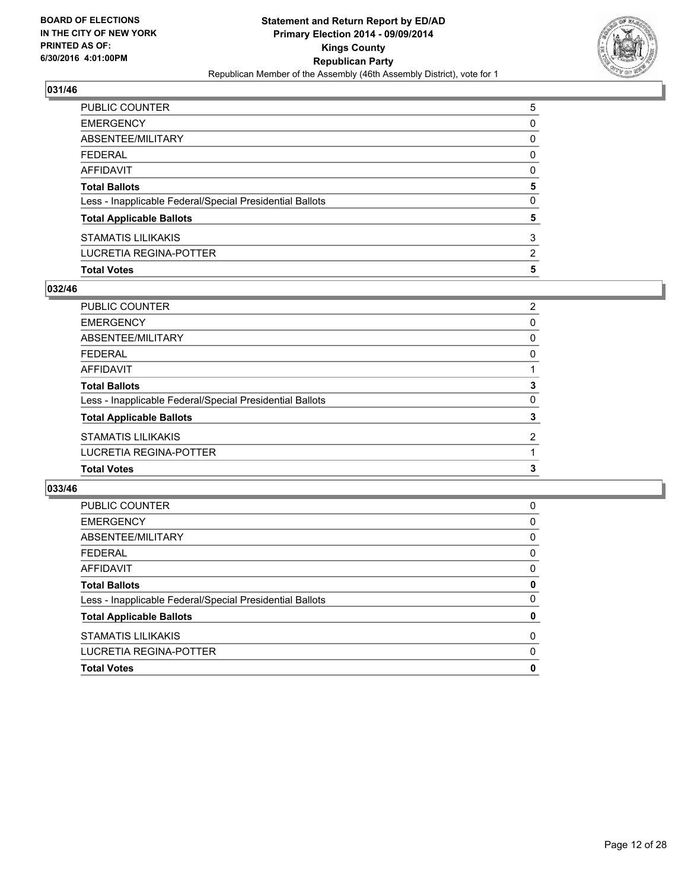**BOARD OF ELECTIONS IN THE CITY OF NEW YORK PRINTED AS OF: 6/30/2016 4:01:00PM**

**Statement and Return Report by ED/AD Primary Election 2014 - 09/09/2014 Kings County Republican Party**

Republican Member of the Assembly (46th Assembly District), vote for 1

## 031/46

| | |
|---|---|
| PUBLIC COUNTER | 5 |
| EMERGENCY | 0 |
| ABSENTEE/MILITARY | 0 |
| FEDERAL | 0 |
| AFFIDAVIT | 0 |
| **Total Ballots** | **5** |
| Less - Inapplicable Federal/Special Presidential Ballots | 0 |
| **Total Applicable Ballots** | **5** |
| STAMATIS LILIKAKIS | 3 |
| LUCRETIA REGINA-POTTER | 2 |
| **Total Votes** | **5** |

## 032/46

| | |
|---|---|
| PUBLIC COUNTER | 2 |
| EMERGENCY | 0 |
| ABSENTEE/MILITARY | 0 |
| FEDERAL | 0 |
| AFFIDAVIT | 1 |
| **Total Ballots** | **3** |
| Less - Inapplicable Federal/Special Presidential Ballots | 0 |
| **Total Applicable Ballots** | **3** |
| STAMATIS LILIKAKIS | 2 |
| LUCRETIA REGINA-POTTER | 1 |
| **Total Votes** | **3** |

## 033/46

| | |
|---|---|
| PUBLIC COUNTER | 0 |
| EMERGENCY | 0 |
| ABSENTEE/MILITARY | 0 |
| FEDERAL | 0 |
| AFFIDAVIT | 0 |
| **Total Ballots** | **0** |
| Less - Inapplicable Federal/Special Presidential Ballots | 0 |
| **Total Applicable Ballots** | **0** |
| STAMATIS LILIKAKIS | 0 |
| LUCRETIA REGINA-POTTER | 0 |
| **Total Votes** | **0** |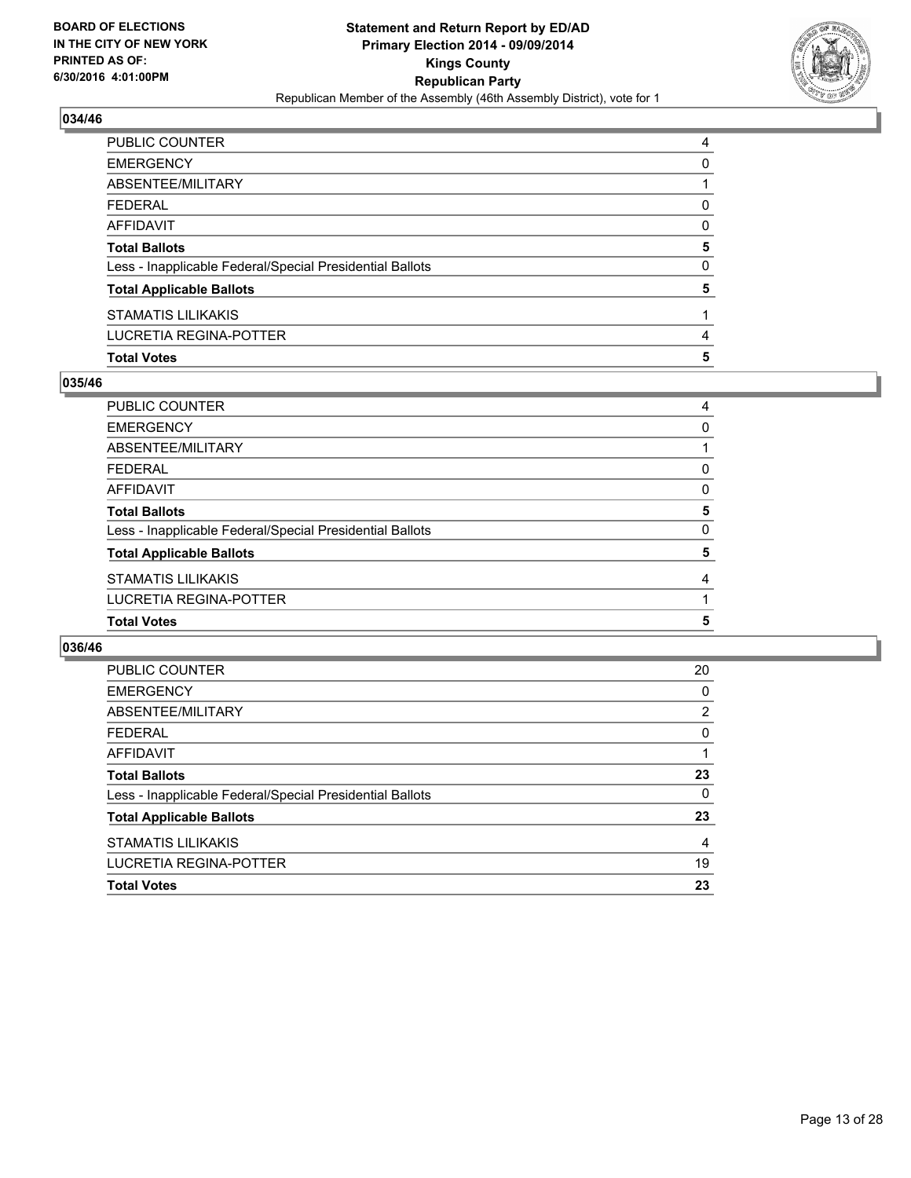## 034/46

| | |
|---|---|
| PUBLIC COUNTER | 4 |
| EMERGENCY | 0 |
| ABSENTEE/MILITARY | 1 |
| FEDERAL | 0 |
| AFFIDAVIT | 0 |
| **Total Ballots** | **5** |
| Less - Inapplicable Federal/Special Presidential Ballots | 0 |
| **Total Applicable Ballots** | **5** |
| STAMATIS LILIKAKIS | 1 |
| LUCRETIA REGINA-POTTER | 4 |
| **Total Votes** | **5** |

## 035/46

| | |
|---|---|
| PUBLIC COUNTER | 4 |
| EMERGENCY | 0 |
| ABSENTEE/MILITARY | 1 |
| FEDERAL | 0 |
| AFFIDAVIT | 0 |
| **Total Ballots** | **5** |
| Less - Inapplicable Federal/Special Presidential Ballots | 0 |
| **Total Applicable Ballots** | **5** |
| STAMATIS LILIKAKIS | 4 |
| LUCRETIA REGINA-POTTER | 1 |
| **Total Votes** | **5** |

## 036/46

| | |
|---|---|
| PUBLIC COUNTER | 20 |
| EMERGENCY | 0 |
| ABSENTEE/MILITARY | 2 |
| FEDERAL | 0 |
| AFFIDAVIT | 1 |
| **Total Ballots** | **23** |
| Less - Inapplicable Federal/Special Presidential Ballots | 0 |
| **Total Applicable Ballots** | **23** |
| STAMATIS LILIKAKIS | 4 |
| LUCRETIA REGINA-POTTER | 19 |
| **Total Votes** | **23** |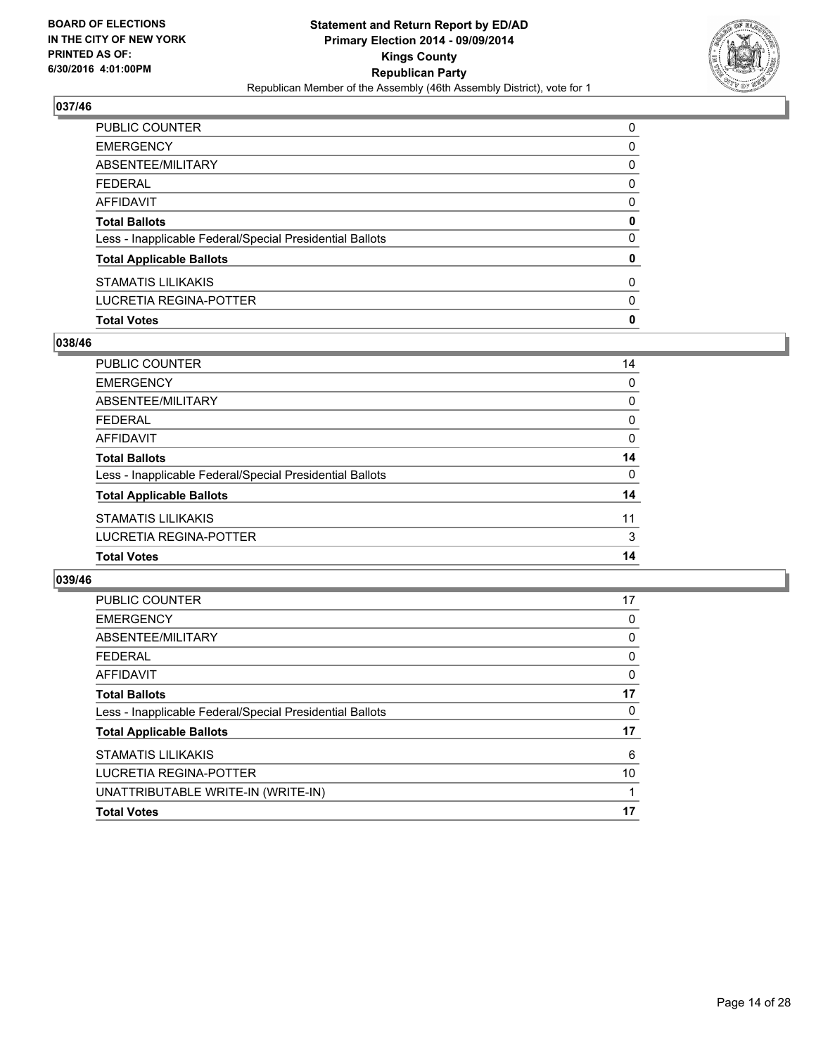## 037/46

| | |
|---|---|
| PUBLIC COUNTER | 0 |
| EMERGENCY | 0 |
| ABSENTEE/MILITARY | 0 |
| FEDERAL | 0 |
| AFFIDAVIT | 0 |
| **Total Ballots** | **0** |
| Less - Inapplicable Federal/Special Presidential Ballots | 0 |
| **Total Applicable Ballots** | **0** |
| STAMATIS LILIKAKIS | 0 |
| LUCRETIA REGINA-POTTER | 0 |
| **Total Votes** | **0** |

## 038/46

| | |
|---|---|
| PUBLIC COUNTER | 14 |
| EMERGENCY | 0 |
| ABSENTEE/MILITARY | 0 |
| FEDERAL | 0 |
| AFFIDAVIT | 0 |
| **Total Ballots** | **14** |
| Less - Inapplicable Federal/Special Presidential Ballots | 0 |
| **Total Applicable Ballots** | **14** |
| STAMATIS LILIKAKIS | 11 |
| LUCRETIA REGINA-POTTER | 3 |
| **Total Votes** | **14** |

## 039/46

| | |
|---|---|
| PUBLIC COUNTER | 17 |
| EMERGENCY | 0 |
| ABSENTEE/MILITARY | 0 |
| FEDERAL | 0 |
| AFFIDAVIT | 0 |
| **Total Ballots** | **17** |
| Less - Inapplicable Federal/Special Presidential Ballots | 0 |
| **Total Applicable Ballots** | **17** |
| STAMATIS LILIKAKIS | 6 |
| LUCRETIA REGINA-POTTER | 10 |
| UNATTRIBUTABLE WRITE-IN (WRITE-IN) | 1 |
| **Total Votes** | **17** |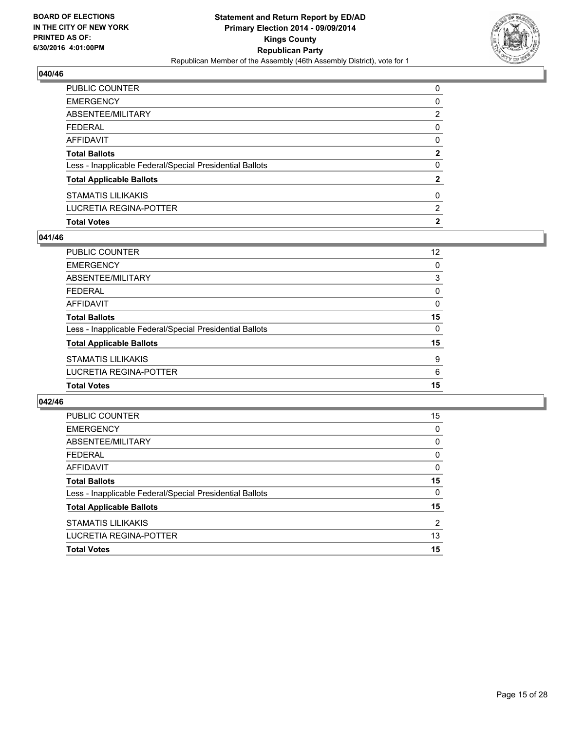**BOARD OF ELECTIONS IN THE CITY OF NEW YORK PRINTED AS OF: 6/30/2016 4:01:00PM**

**Statement and Return Report by ED/AD Primary Election 2014 - 09/09/2014 Kings County Republican Party**
Republican Member of the Assembly (46th Assembly District), vote for 1

## 040/46

| | |
|---|---|
| PUBLIC COUNTER | 0 |
| EMERGENCY | 0 |
| ABSENTEE/MILITARY | 2 |
| FEDERAL | 0 |
| AFFIDAVIT | 0 |
| **Total Ballots** | **2** |
| Less - Inapplicable Federal/Special Presidential Ballots | 0 |
| **Total Applicable Ballots** | **2** |
| STAMATIS LILIKAKIS | 0 |
| LUCRETIA REGINA-POTTER | 2 |
| **Total Votes** | **2** |

## 041/46

| | |
|---|---|
| PUBLIC COUNTER | 12 |
| EMERGENCY | 0 |
| ABSENTEE/MILITARY | 3 |
| FEDERAL | 0 |
| AFFIDAVIT | 0 |
| **Total Ballots** | **15** |
| Less - Inapplicable Federal/Special Presidential Ballots | 0 |
| **Total Applicable Ballots** | **15** |
| STAMATIS LILIKAKIS | 9 |
| LUCRETIA REGINA-POTTER | 6 |
| **Total Votes** | **15** |

## 042/46

| | |
|---|---|
| PUBLIC COUNTER | 15 |
| EMERGENCY | 0 |
| ABSENTEE/MILITARY | 0 |
| FEDERAL | 0 |
| AFFIDAVIT | 0 |
| **Total Ballots** | **15** |
| Less - Inapplicable Federal/Special Presidential Ballots | 0 |
| **Total Applicable Ballots** | **15** |
| STAMATIS LILIKAKIS | 2 |
| LUCRETIA REGINA-POTTER | 13 |
| **Total Votes** | **15** |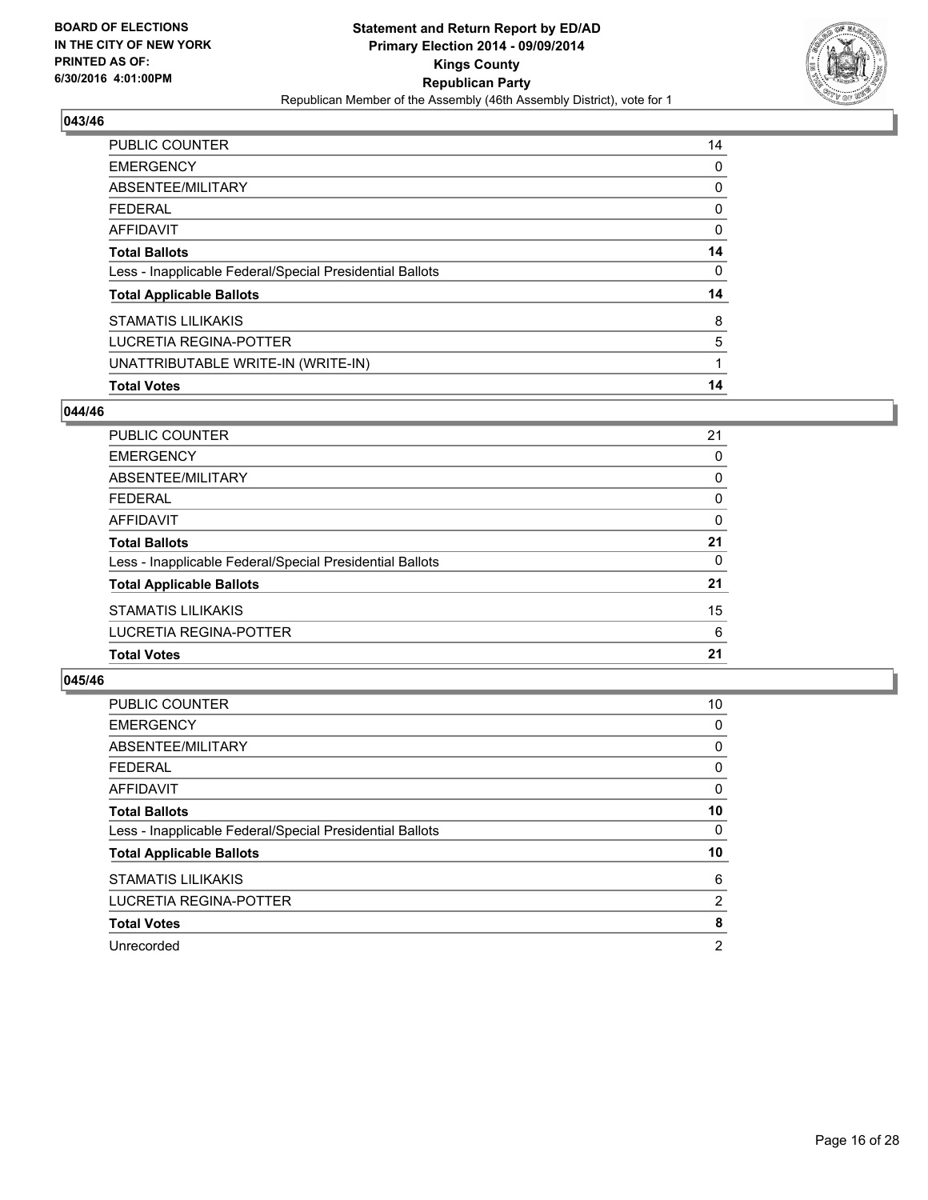**BOARD OF ELECTIONS IN THE CITY OF NEW YORK PRINTED AS OF: 6/30/2016 4:01:00PM**

**Statement and Return Report by ED/AD Primary Election 2014 - 09/09/2014 Kings County Republican Party**

Republican Member of the Assembly (46th Assembly District), vote for 1

### 043/46

| | |
|---|---|
| PUBLIC COUNTER | 14 |
| EMERGENCY | 0 |
| ABSENTEE/MILITARY | 0 |
| FEDERAL | 0 |
| AFFIDAVIT | 0 |
| **Total Ballots** | **14** |
| Less - Inapplicable Federal/Special Presidential Ballots | 0 |
| **Total Applicable Ballots** | **14** |
| STAMATIS LILIKAKIS | 8 |
| LUCRETIA REGINA-POTTER | 5 |
| UNATTRIBUTABLE WRITE-IN (WRITE-IN) | 1 |
| **Total Votes** | **14** |

### 044/46

| | |
|---|---|
| PUBLIC COUNTER | 21 |
| EMERGENCY | 0 |
| ABSENTEE/MILITARY | 0 |
| FEDERAL | 0 |
| AFFIDAVIT | 0 |
| **Total Ballots** | **21** |
| Less - Inapplicable Federal/Special Presidential Ballots | 0 |
| **Total Applicable Ballots** | **21** |
| STAMATIS LILIKAKIS | 15 |
| LUCRETIA REGINA-POTTER | 6 |
| **Total Votes** | **21** |

### 045/46

| | |
|---|---|
| PUBLIC COUNTER | 10 |
| EMERGENCY | 0 |
| ABSENTEE/MILITARY | 0 |
| FEDERAL | 0 |
| AFFIDAVIT | 0 |
| **Total Ballots** | **10** |
| Less - Inapplicable Federal/Special Presidential Ballots | 0 |
| **Total Applicable Ballots** | **10** |
| STAMATIS LILIKAKIS | 6 |
| LUCRETIA REGINA-POTTER | 2 |
| **Total Votes** | **8** |
| Unrecorded | 2 |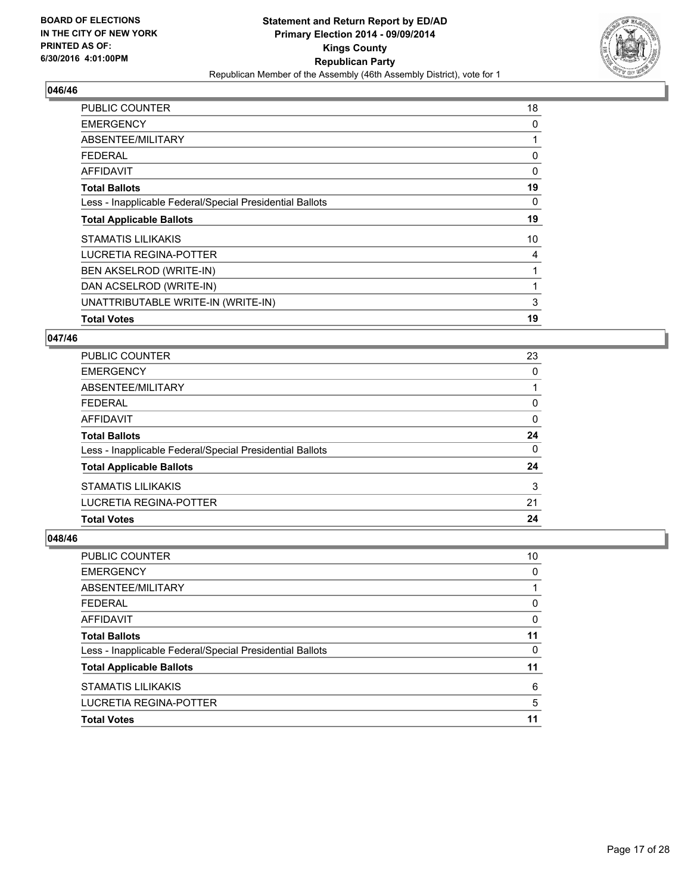**BOARD OF ELECTIONS IN THE CITY OF NEW YORK PRINTED AS OF: 6/30/2016 4:01:00PM**

# Statement and Return Report by ED/AD
## Primary Election 2014 - 09/09/2014
## Kings County
## Republican Party
Republican Member of the Assembly (46th Assembly District), vote for 1

### 046/46

| | |
|---|---|
| PUBLIC COUNTER | 18 |
| EMERGENCY | 0 |
| ABSENTEE/MILITARY | 1 |
| FEDERAL | 0 |
| AFFIDAVIT | 0 |
| **Total Ballots** | **19** |
| Less - Inapplicable Federal/Special Presidential Ballots | 0 |
| **Total Applicable Ballots** | **19** |
| STAMATIS LILIKAKIS | 10 |
| LUCRETIA REGINA-POTTER | 4 |
| BEN AKSELROD (WRITE-IN) | 1 |
| DAN ACSELROD (WRITE-IN) | 1 |
| UNATTRIBUTABLE WRITE-IN (WRITE-IN) | 3 |
| **Total Votes** | **19** |

### 047/46

| | |
|---|---|
| PUBLIC COUNTER | 23 |
| EMERGENCY | 0 |
| ABSENTEE/MILITARY | 1 |
| FEDERAL | 0 |
| AFFIDAVIT | 0 |
| **Total Ballots** | **24** |
| Less - Inapplicable Federal/Special Presidential Ballots | 0 |
| **Total Applicable Ballots** | **24** |
| STAMATIS LILIKAKIS | 3 |
| LUCRETIA REGINA-POTTER | 21 |
| **Total Votes** | **24** |

### 048/46

| | |
|---|---|
| PUBLIC COUNTER | 10 |
| EMERGENCY | 0 |
| ABSENTEE/MILITARY | 1 |
| FEDERAL | 0 |
| AFFIDAVIT | 0 |
| **Total Ballots** | **11** |
| Less - Inapplicable Federal/Special Presidential Ballots | 0 |
| **Total Applicable Ballots** | **11** |
| STAMATIS LILIKAKIS | 6 |
| LUCRETIA REGINA-POTTER | 5 |
| **Total Votes** | **11** |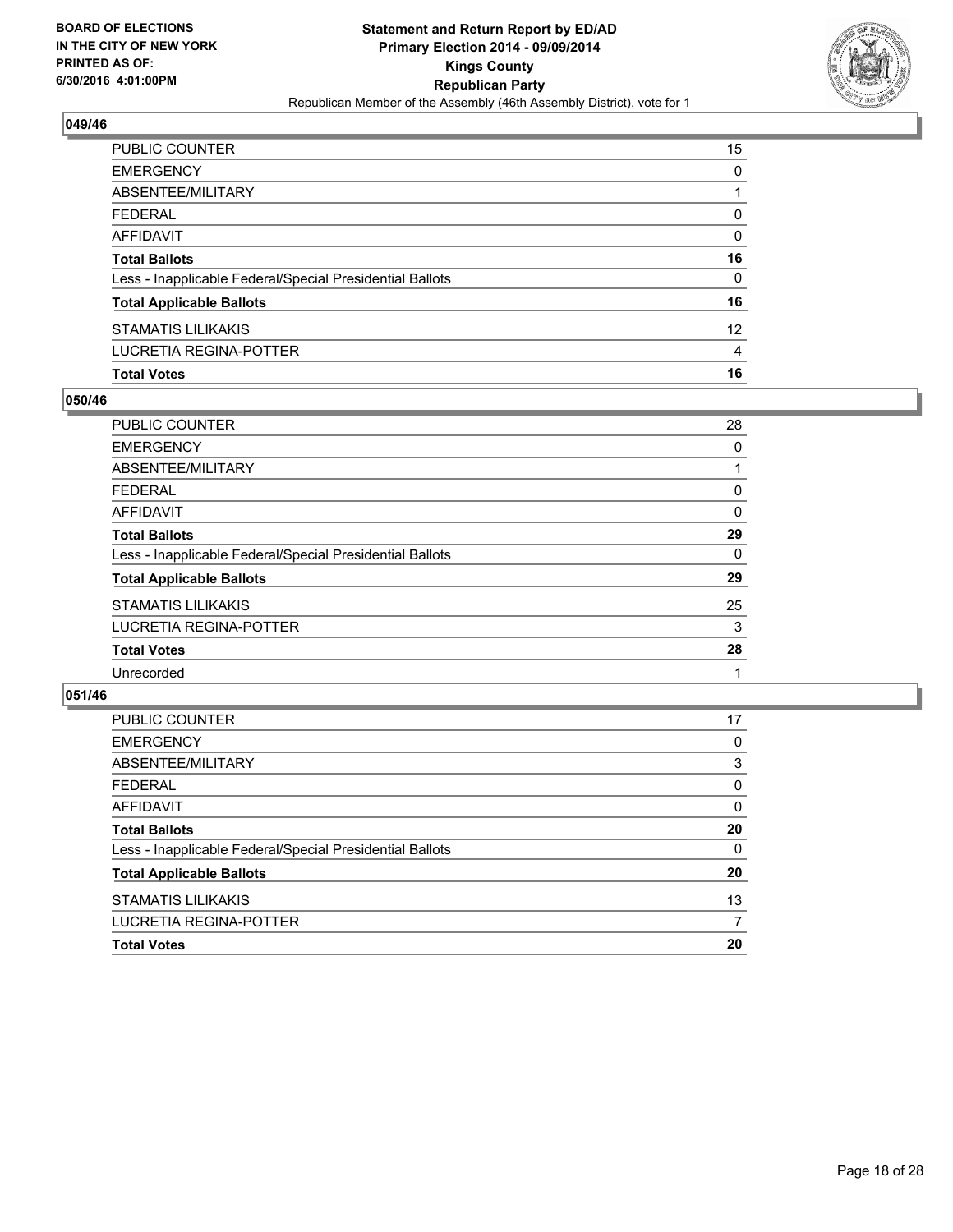**BOARD OF ELECTIONS IN THE CITY OF NEW YORK PRINTED AS OF: 6/30/2016 4:01:00PM**

**Statement and Return Report by ED/AD Primary Election 2014 - 09/09/2014 Kings County Republican Party**

Republican Member of the Assembly (46th Assembly District), vote for 1

### 049/46

| | |
|---|---|
| PUBLIC COUNTER | 15 |
| EMERGENCY | 0 |
| ABSENTEE/MILITARY | 1 |
| FEDERAL | 0 |
| AFFIDAVIT | 0 |
| **Total Ballots** | **16** |
| Less - Inapplicable Federal/Special Presidential Ballots | 0 |
| **Total Applicable Ballots** | **16** |
| STAMATIS LILIKAKIS | 12 |
| LUCRETIA REGINA-POTTER | 4 |
| **Total Votes** | **16** |

### 050/46

| | |
|---|---|
| PUBLIC COUNTER | 28 |
| EMERGENCY | 0 |
| ABSENTEE/MILITARY | 1 |
| FEDERAL | 0 |
| AFFIDAVIT | 0 |
| **Total Ballots** | **29** |
| Less - Inapplicable Federal/Special Presidential Ballots | 0 |
| **Total Applicable Ballots** | **29** |
| STAMATIS LILIKAKIS | 25 |
| LUCRETIA REGINA-POTTER | 3 |
| **Total Votes** | **28** |
| Unrecorded | 1 |

### 051/46

| | |
|---|---|
| PUBLIC COUNTER | 17 |
| EMERGENCY | 0 |
| ABSENTEE/MILITARY | 3 |
| FEDERAL | 0 |
| AFFIDAVIT | 0 |
| **Total Ballots** | **20** |
| Less - Inapplicable Federal/Special Presidential Ballots | 0 |
| **Total Applicable Ballots** | **20** |
| STAMATIS LILIKAKIS | 13 |
| LUCRETIA REGINA-POTTER | 7 |
| **Total Votes** | **20** |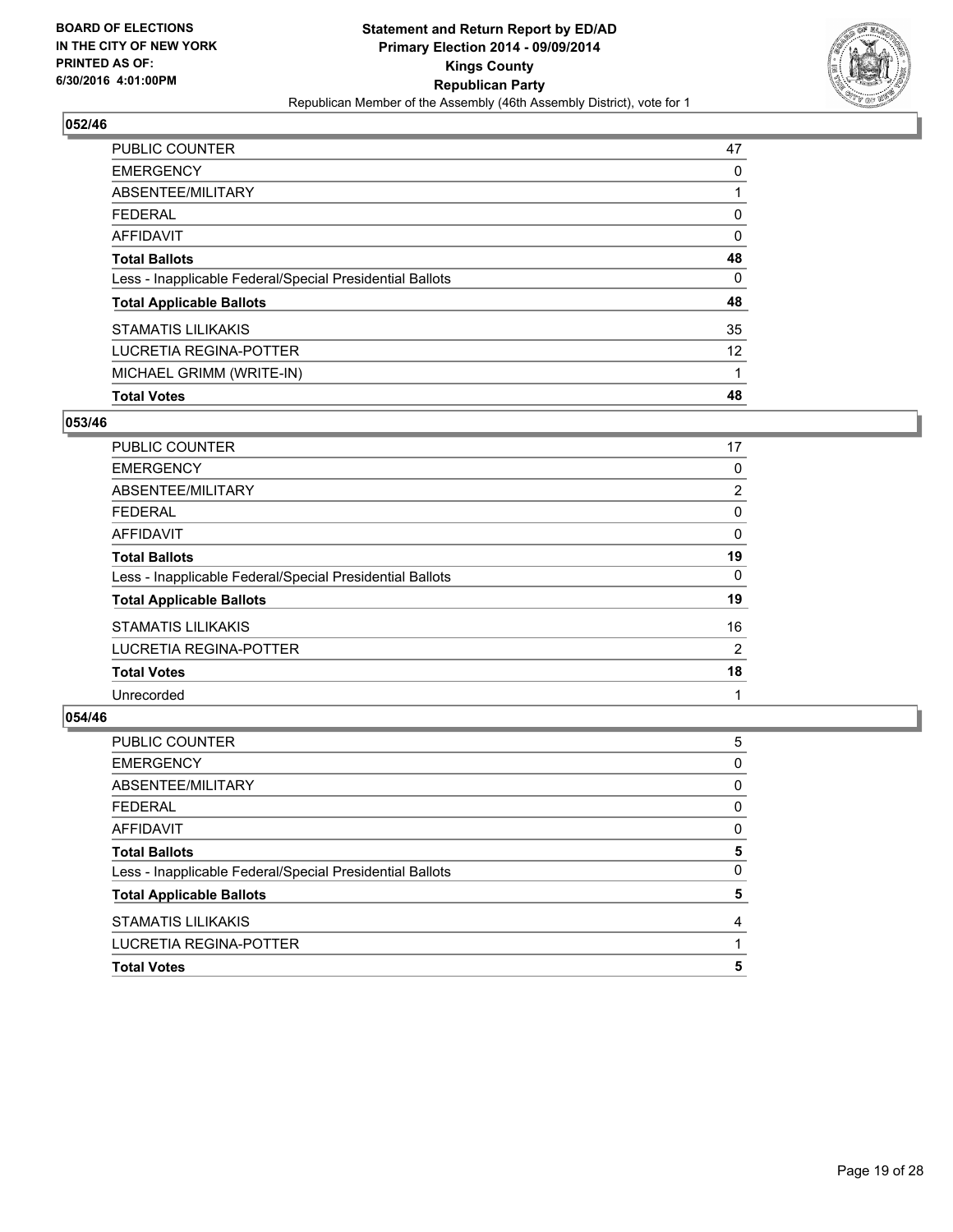**BOARD OF ELECTIONS IN THE CITY OF NEW YORK PRINTED AS OF: 6/30/2016 4:01:00PM**

**Statement and Return Report by ED/AD**
**Primary Election 2014 - 09/09/2014**
**Kings County**
**Republican Party**
Republican Member of the Assembly (46th Assembly District), vote for 1

## 052/46

| | |
|---|---|
| PUBLIC COUNTER | 47 |
| EMERGENCY | 0 |
| ABSENTEE/MILITARY | 1 |
| FEDERAL | 0 |
| AFFIDAVIT | 0 |
| **Total Ballots** | **48** |
| Less - Inapplicable Federal/Special Presidential Ballots | 0 |
| **Total Applicable Ballots** | **48** |
| STAMATIS LILIKAKIS | 35 |
| LUCRETIA REGINA-POTTER | 12 |
| MICHAEL GRIMM (WRITE-IN) | 1 |
| **Total Votes** | **48** |

## 053/46

| | |
|---|---|
| PUBLIC COUNTER | 17 |
| EMERGENCY | 0 |
| ABSENTEE/MILITARY | 2 |
| FEDERAL | 0 |
| AFFIDAVIT | 0 |
| **Total Ballots** | **19** |
| Less - Inapplicable Federal/Special Presidential Ballots | 0 |
| **Total Applicable Ballots** | **19** |
| STAMATIS LILIKAKIS | 16 |
| LUCRETIA REGINA-POTTER | 2 |
| **Total Votes** | **18** |
| Unrecorded | 1 |

## 054/46

| | |
|---|---|
| PUBLIC COUNTER | 5 |
| EMERGENCY | 0 |
| ABSENTEE/MILITARY | 0 |
| FEDERAL | 0 |
| AFFIDAVIT | 0 |
| **Total Ballots** | **5** |
| Less - Inapplicable Federal/Special Presidential Ballots | 0 |
| **Total Applicable Ballots** | **5** |
| STAMATIS LILIKAKIS | 4 |
| LUCRETIA REGINA-POTTER | 1 |
| **Total Votes** | **5** |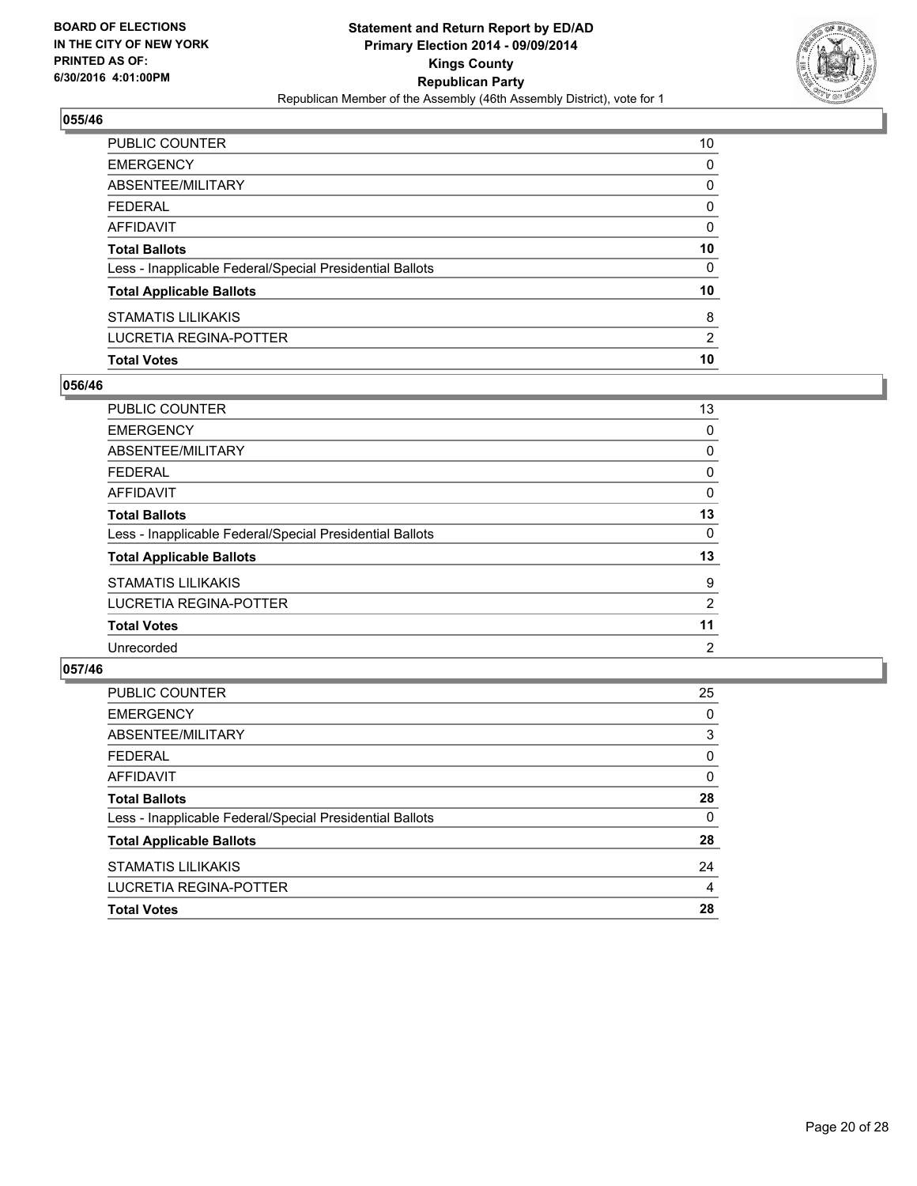## 055/46

| | |
|---|---|
| PUBLIC COUNTER | 10 |
| EMERGENCY | 0 |
| ABSENTEE/MILITARY | 0 |
| FEDERAL | 0 |
| AFFIDAVIT | 0 |
| **Total Ballots** | **10** |
| Less - Inapplicable Federal/Special Presidential Ballots | 0 |
| **Total Applicable Ballots** | **10** |
| STAMATIS LILIKAKIS | 8 |
| LUCRETIA REGINA-POTTER | 2 |
| **Total Votes** | **10** |

## 056/46

| | |
|---|---|
| PUBLIC COUNTER | 13 |
| EMERGENCY | 0 |
| ABSENTEE/MILITARY | 0 |
| FEDERAL | 0 |
| AFFIDAVIT | 0 |
| **Total Ballots** | **13** |
| Less - Inapplicable Federal/Special Presidential Ballots | 0 |
| **Total Applicable Ballots** | **13** |
| STAMATIS LILIKAKIS | 9 |
| LUCRETIA REGINA-POTTER | 2 |
| **Total Votes** | **11** |
| Unrecorded | 2 |

## 057/46

| | |
|---|---|
| PUBLIC COUNTER | 25 |
| EMERGENCY | 0 |
| ABSENTEE/MILITARY | 3 |
| FEDERAL | 0 |
| AFFIDAVIT | 0 |
| **Total Ballots** | **28** |
| Less - Inapplicable Federal/Special Presidential Ballots | 0 |
| **Total Applicable Ballots** | **28** |
| STAMATIS LILIKAKIS | 24 |
| LUCRETIA REGINA-POTTER | 4 |
| **Total Votes** | **28** |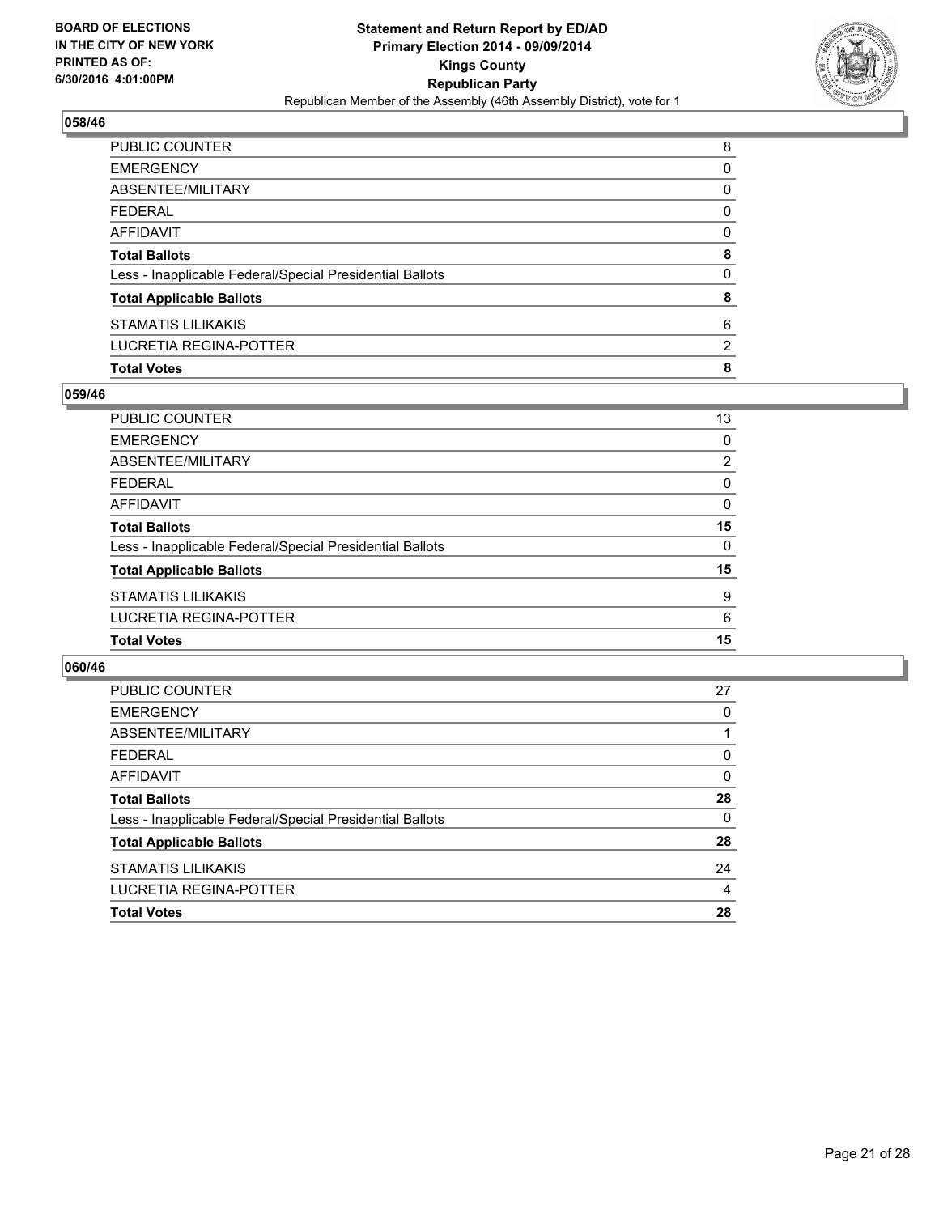**BOARD OF ELECTIONS IN THE CITY OF NEW YORK PRINTED AS OF: 6/30/2016 4:01:00PM**

**Statement and Return Report by ED/AD Primary Election 2014 - 09/09/2014 Kings County Republican Party**
Republican Member of the Assembly (46th Assembly District), vote for 1

## 058/46

| | |
|---|---|
| PUBLIC COUNTER | 8 |
| EMERGENCY | 0 |
| ABSENTEE/MILITARY | 0 |
| FEDERAL | 0 |
| AFFIDAVIT | 0 |
| **Total Ballots** | **8** |
| Less - Inapplicable Federal/Special Presidential Ballots | 0 |
| **Total Applicable Ballots** | **8** |
| STAMATIS LILIKAKIS | 6 |
| LUCRETIA REGINA-POTTER | 2 |
| **Total Votes** | **8** |

## 059/46

| | |
|---|---|
| PUBLIC COUNTER | 13 |
| EMERGENCY | 0 |
| ABSENTEE/MILITARY | 2 |
| FEDERAL | 0 |
| AFFIDAVIT | 0 |
| **Total Ballots** | **15** |
| Less - Inapplicable Federal/Special Presidential Ballots | 0 |
| **Total Applicable Ballots** | **15** |
| STAMATIS LILIKAKIS | 9 |
| LUCRETIA REGINA-POTTER | 6 |
| **Total Votes** | **15** |

## 060/46

| | |
|---|---|
| PUBLIC COUNTER | 27 |
| EMERGENCY | 0 |
| ABSENTEE/MILITARY | 1 |
| FEDERAL | 0 |
| AFFIDAVIT | 0 |
| **Total Ballots** | **28** |
| Less - Inapplicable Federal/Special Presidential Ballots | 0 |
| **Total Applicable Ballots** | **28** |
| STAMATIS LILIKAKIS | 24 |
| LUCRETIA REGINA-POTTER | 4 |
| **Total Votes** | **28** |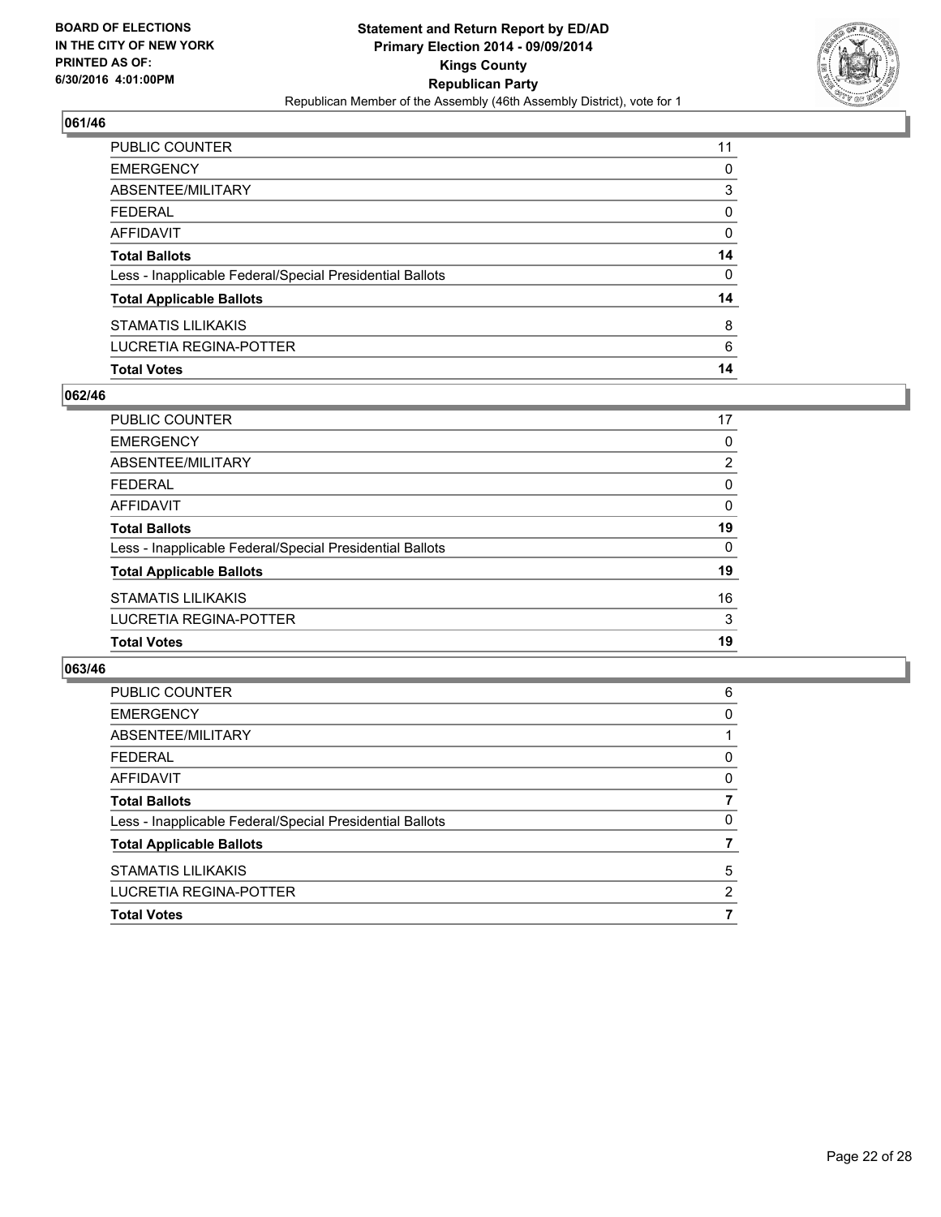**BOARD OF ELECTIONS IN THE CITY OF NEW YORK PRINTED AS OF: 6/30/2016 4:01:00PM**

**Statement and Return Report by ED/AD Primary Election 2014 - 09/09/2014 Kings County Republican Party**

Republican Member of the Assembly (46th Assembly District), vote for 1

## 061/46

| | |
|---|---|
| PUBLIC COUNTER | 11 |
| EMERGENCY | 0 |
| ABSENTEE/MILITARY | 3 |
| FEDERAL | 0 |
| AFFIDAVIT | 0 |
| **Total Ballots** | **14** |
| Less - Inapplicable Federal/Special Presidential Ballots | 0 |
| **Total Applicable Ballots** | **14** |
| STAMATIS LILIKAKIS | 8 |
| LUCRETIA REGINA-POTTER | 6 |
| **Total Votes** | **14** |

## 062/46

| | |
|---|---|
| PUBLIC COUNTER | 17 |
| EMERGENCY | 0 |
| ABSENTEE/MILITARY | 2 |
| FEDERAL | 0 |
| AFFIDAVIT | 0 |
| **Total Ballots** | **19** |
| Less - Inapplicable Federal/Special Presidential Ballots | 0 |
| **Total Applicable Ballots** | **19** |
| STAMATIS LILIKAKIS | 16 |
| LUCRETIA REGINA-POTTER | 3 |
| **Total Votes** | **19** |

## 063/46

| | |
|---|---|
| PUBLIC COUNTER | 6 |
| EMERGENCY | 0 |
| ABSENTEE/MILITARY | 1 |
| FEDERAL | 0 |
| AFFIDAVIT | 0 |
| **Total Ballots** | **7** |
| Less - Inapplicable Federal/Special Presidential Ballots | 0 |
| **Total Applicable Ballots** | **7** |
| STAMATIS LILIKAKIS | 5 |
| LUCRETIA REGINA-POTTER | 2 |
| **Total Votes** | **7** |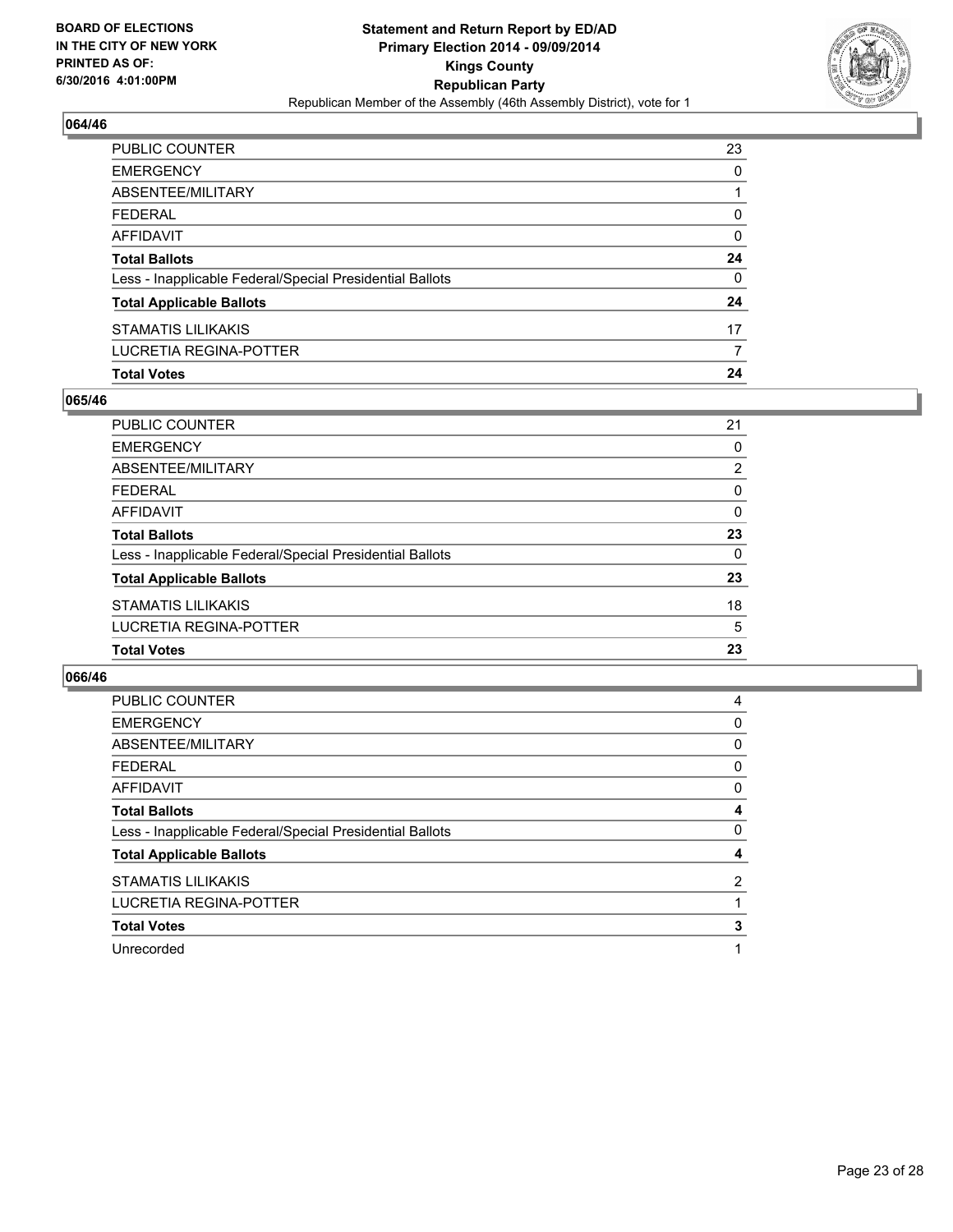BOARD OF ELECTIONS
IN THE CITY OF NEW YORK
PRINTED AS OF:
6/30/2016 4:01:00PM

**Statement and Return Report by ED/AD**
**Primary Election 2014 - 09/09/2014**
**Kings County**
**Republican Party**
Republican Member of the Assembly (46th Assembly District), vote for 1

### 064/46

| | |
|---|---|
| PUBLIC COUNTER | 23 |
| EMERGENCY | 0 |
| ABSENTEE/MILITARY | 1 |
| FEDERAL | 0 |
| AFFIDAVIT | 0 |
| **Total Ballots** | **24** |
| Less - Inapplicable Federal/Special Presidential Ballots | 0 |
| **Total Applicable Ballots** | **24** |
| STAMATIS LILIKAKIS | 17 |
| LUCRETIA REGINA-POTTER | 7 |
| **Total Votes** | **24** |

### 065/46

| | |
|---|---|
| PUBLIC COUNTER | 21 |
| EMERGENCY | 0 |
| ABSENTEE/MILITARY | 2 |
| FEDERAL | 0 |
| AFFIDAVIT | 0 |
| **Total Ballots** | **23** |
| Less - Inapplicable Federal/Special Presidential Ballots | 0 |
| **Total Applicable Ballots** | **23** |
| STAMATIS LILIKAKIS | 18 |
| LUCRETIA REGINA-POTTER | 5 |
| **Total Votes** | **23** |

### 066/46

| | |
|---|---|
| PUBLIC COUNTER | 4 |
| EMERGENCY | 0 |
| ABSENTEE/MILITARY | 0 |
| FEDERAL | 0 |
| AFFIDAVIT | 0 |
| **Total Ballots** | **4** |
| Less - Inapplicable Federal/Special Presidential Ballots | 0 |
| **Total Applicable Ballots** | **4** |
| STAMATIS LILIKAKIS | 2 |
| LUCRETIA REGINA-POTTER | 1 |
| **Total Votes** | **3** |
| Unrecorded | 1 |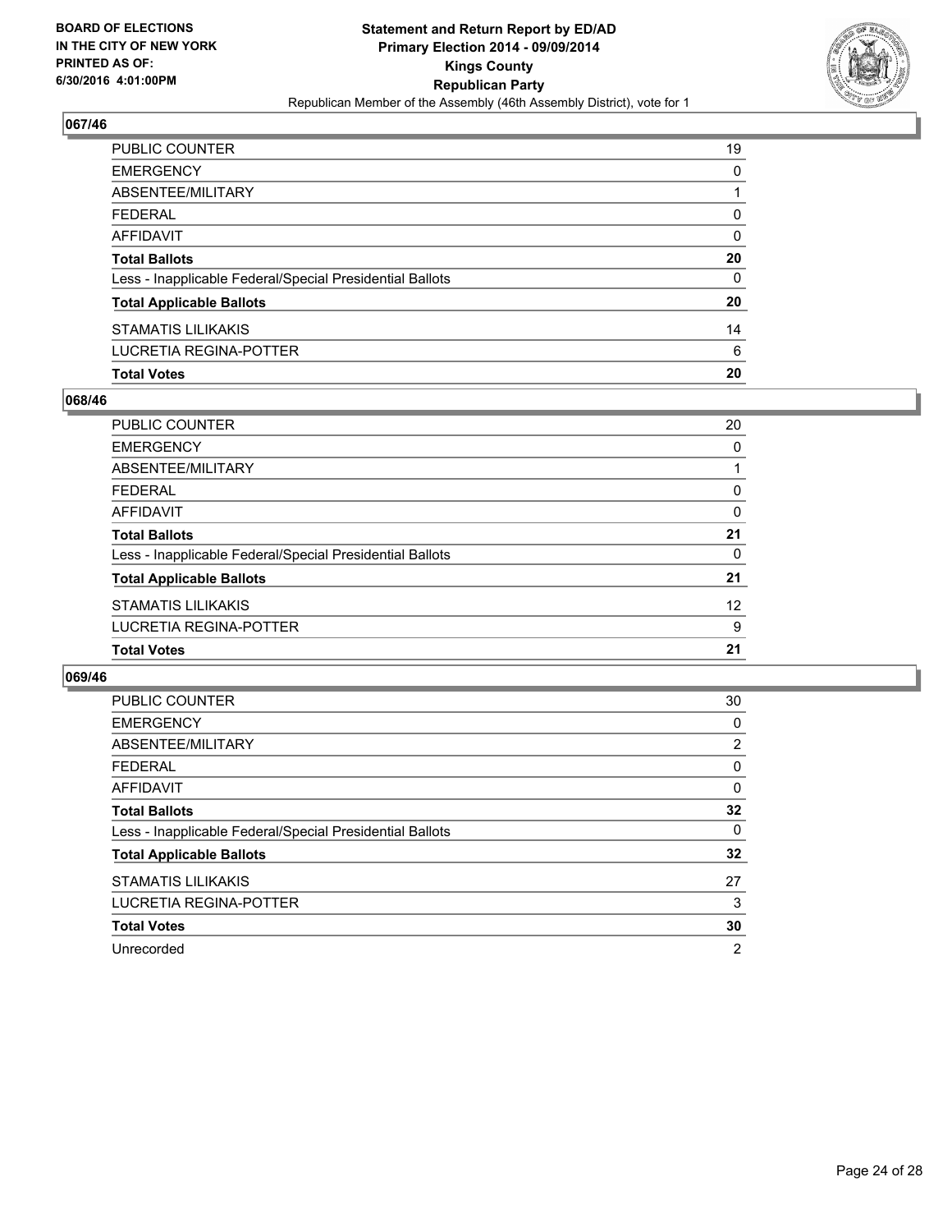**BOARD OF ELECTIONS IN THE CITY OF NEW YORK PRINTED AS OF: 6/30/2016 4:01:00PM**

**Statement and Return Report by ED/AD**
**Primary Election 2014 - 09/09/2014**
**Kings County**
**Republican Party**
Republican Member of the Assembly (46th Assembly District), vote for 1

### 067/46

| | |
|---|---|
| PUBLIC COUNTER | 19 |
| EMERGENCY | 0 |
| ABSENTEE/MILITARY | 1 |
| FEDERAL | 0 |
| AFFIDAVIT | 0 |
| **Total Ballots** | **20** |
| Less - Inapplicable Federal/Special Presidential Ballots | 0 |
| **Total Applicable Ballots** | **20** |
| STAMATIS LILIKAKIS | 14 |
| LUCRETIA REGINA-POTTER | 6 |
| **Total Votes** | **20** |

### 068/46

| | |
|---|---|
| PUBLIC COUNTER | 20 |
| EMERGENCY | 0 |
| ABSENTEE/MILITARY | 1 |
| FEDERAL | 0 |
| AFFIDAVIT | 0 |
| **Total Ballots** | **21** |
| Less - Inapplicable Federal/Special Presidential Ballots | 0 |
| **Total Applicable Ballots** | **21** |
| STAMATIS LILIKAKIS | 12 |
| LUCRETIA REGINA-POTTER | 9 |
| **Total Votes** | **21** |

### 069/46

| | |
|---|---|
| PUBLIC COUNTER | 30 |
| EMERGENCY | 0 |
| ABSENTEE/MILITARY | 2 |
| FEDERAL | 0 |
| AFFIDAVIT | 0 |
| **Total Ballots** | **32** |
| Less - Inapplicable Federal/Special Presidential Ballots | 0 |
| **Total Applicable Ballots** | **32** |
| STAMATIS LILIKAKIS | 27 |
| LUCRETIA REGINA-POTTER | 3 |
| **Total Votes** | **30** |
| Unrecorded | 2 |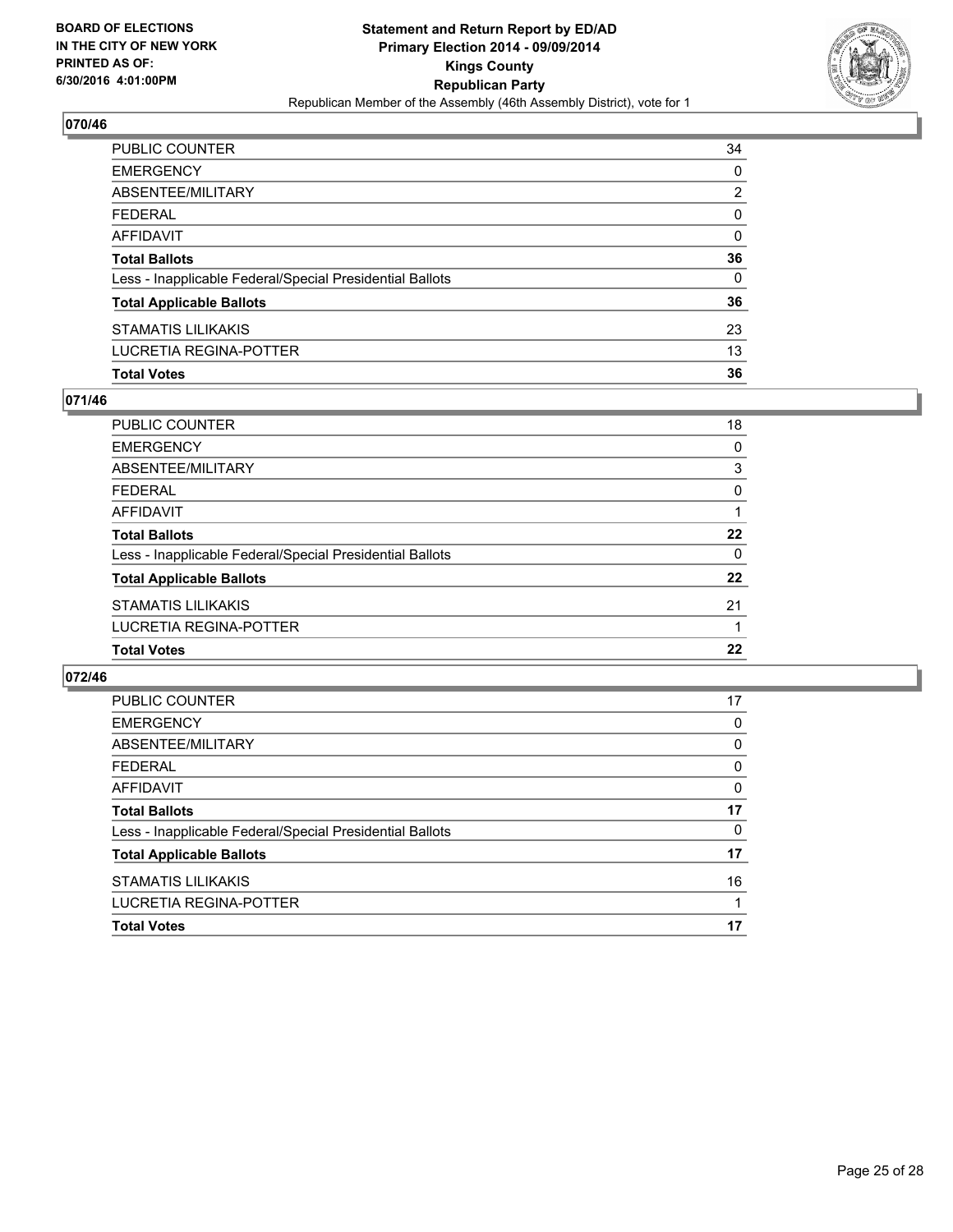BOARD OF ELECTIONS
IN THE CITY OF NEW YORK
PRINTED AS OF:
6/30/2016 4:01:00PM

**Statement and Return Report by ED/AD**
**Primary Election 2014 - 09/09/2014**
**Kings County**
**Republican Party**
Republican Member of the Assembly (46th Assembly District), vote for 1

### 070/46

| | |
|---|---|
| PUBLIC COUNTER | 34 |
| EMERGENCY | 0 |
| ABSENTEE/MILITARY | 2 |
| FEDERAL | 0 |
| AFFIDAVIT | 0 |
| **Total Ballots** | **36** |
| Less - Inapplicable Federal/Special Presidential Ballots | 0 |
| **Total Applicable Ballots** | **36** |
| STAMATIS LILIKAKIS | 23 |
| LUCRETIA REGINA-POTTER | 13 |
| **Total Votes** | **36** |

### 071/46

| | |
|---|---|
| PUBLIC COUNTER | 18 |
| EMERGENCY | 0 |
| ABSENTEE/MILITARY | 3 |
| FEDERAL | 0 |
| AFFIDAVIT | 1 |
| **Total Ballots** | **22** |
| Less - Inapplicable Federal/Special Presidential Ballots | 0 |
| **Total Applicable Ballots** | **22** |
| STAMATIS LILIKAKIS | 21 |
| LUCRETIA REGINA-POTTER | 1 |
| **Total Votes** | **22** |

### 072/46

| | |
|---|---|
| PUBLIC COUNTER | 17 |
| EMERGENCY | 0 |
| ABSENTEE/MILITARY | 0 |
| FEDERAL | 0 |
| AFFIDAVIT | 0 |
| **Total Ballots** | **17** |
| Less - Inapplicable Federal/Special Presidential Ballots | 0 |
| **Total Applicable Ballots** | **17** |
| STAMATIS LILIKAKIS | 16 |
| LUCRETIA REGINA-POTTER | 1 |
| **Total Votes** | **17** |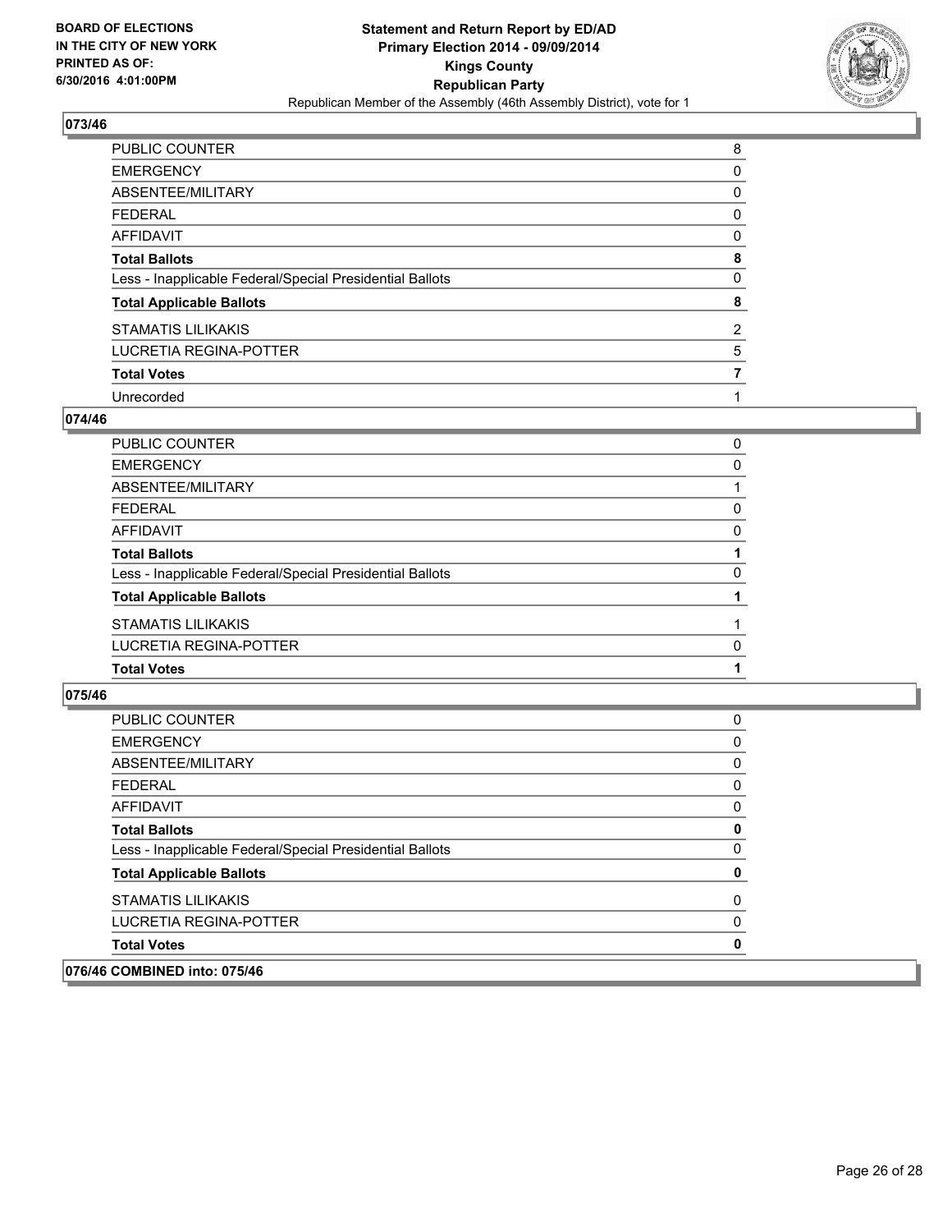### 073/46

| | |
|---|---|
| PUBLIC COUNTER | 8 |
| EMERGENCY | 0 |
| ABSENTEE/MILITARY | 0 |
| FEDERAL | 0 |
| AFFIDAVIT | 0 |
| **Total Ballots** | **8** |
| Less - Inapplicable Federal/Special Presidential Ballots | 0 |
| **Total Applicable Ballots** | **8** |
| STAMATIS LILIKAKIS | 2 |
| LUCRETIA REGINA-POTTER | 5 |
| **Total Votes** | **7** |
| Unrecorded | 1 |

### 074/46

| | |
|---|---|
| PUBLIC COUNTER | 0 |
| EMERGENCY | 0 |
| ABSENTEE/MILITARY | 1 |
| FEDERAL | 0 |
| AFFIDAVIT | 0 |
| **Total Ballots** | **1** |
| Less - Inapplicable Federal/Special Presidential Ballots | 0 |
| **Total Applicable Ballots** | **1** |
| STAMATIS LILIKAKIS | 1 |
| LUCRETIA REGINA-POTTER | 0 |
| **Total Votes** | **1** |

### 075/46

| | |
|---|---|
| PUBLIC COUNTER | 0 |
| EMERGENCY | 0 |
| ABSENTEE/MILITARY | 0 |
| FEDERAL | 0 |
| AFFIDAVIT | 0 |
| **Total Ballots** | **0** |
| Less - Inapplicable Federal/Special Presidential Ballots | 0 |
| **Total Applicable Ballots** | **0** |
| STAMATIS LILIKAKIS | 0 |
| LUCRETIA REGINA-POTTER | 0 |
| **Total Votes** | **0** |

### 076/46 COMBINED into: 075/46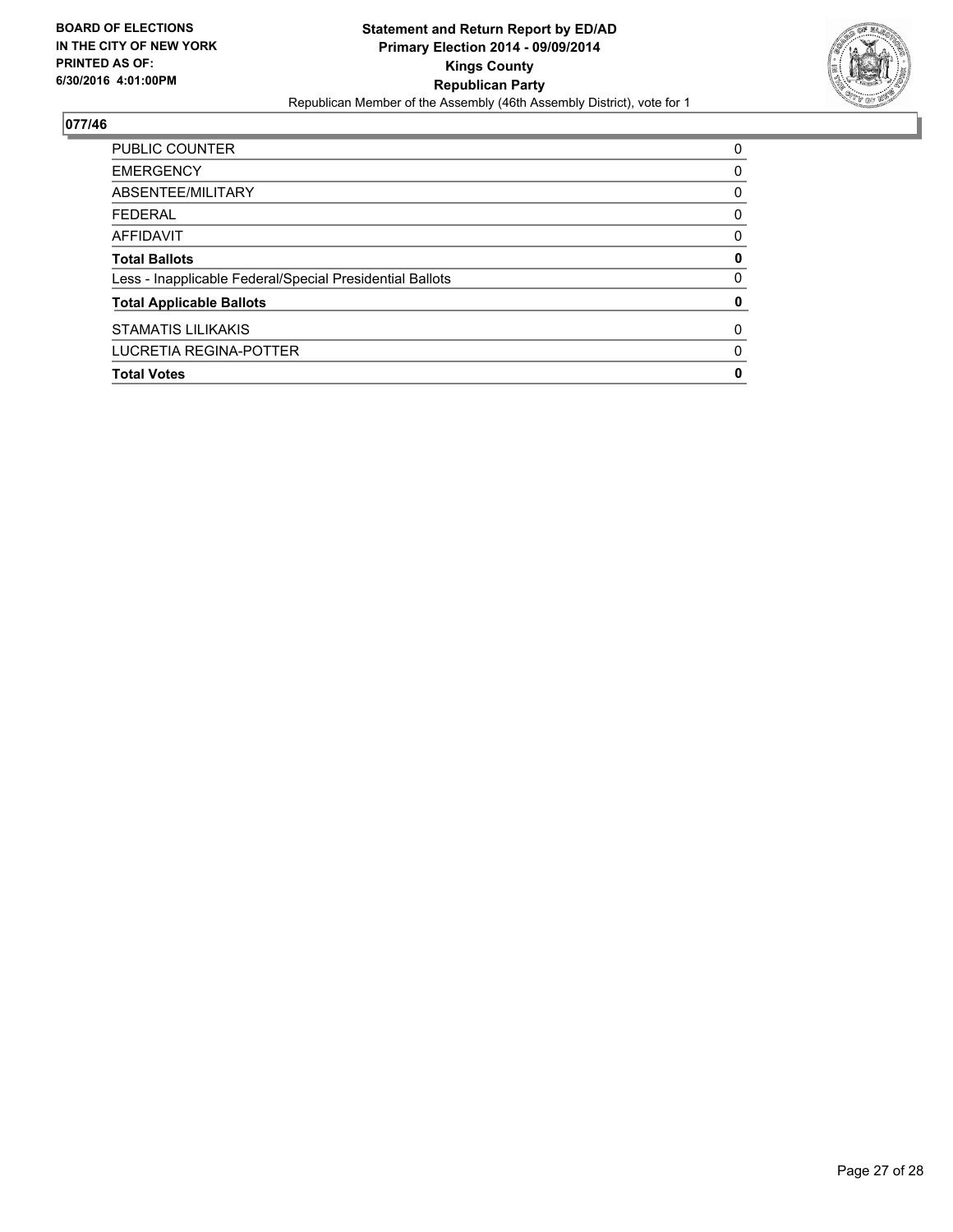**BOARD OF ELECTIONS IN THE CITY OF NEW YORK PRINTED AS OF: 6/30/2016 4:01:00PM**

**Statement and Return Report by ED/AD**
**Primary Election 2014 - 09/09/2014**
**Kings County**
**Republican Party**
Republican Member of the Assembly (46th Assembly District), vote for 1

## 077/46

| | |
|---|---|
| PUBLIC COUNTER | 0 |
| EMERGENCY | 0 |
| ABSENTEE/MILITARY | 0 |
| FEDERAL | 0 |
| AFFIDAVIT | 0 |
| **Total Ballots** | **0** |
| Less - Inapplicable Federal/Special Presidential Ballots | 0 |
| **Total Applicable Ballots** | **0** |
| STAMATIS LILIKAKIS | 0 |
| LUCRETIA REGINA-POTTER | 0 |
| **Total Votes** | **0** |